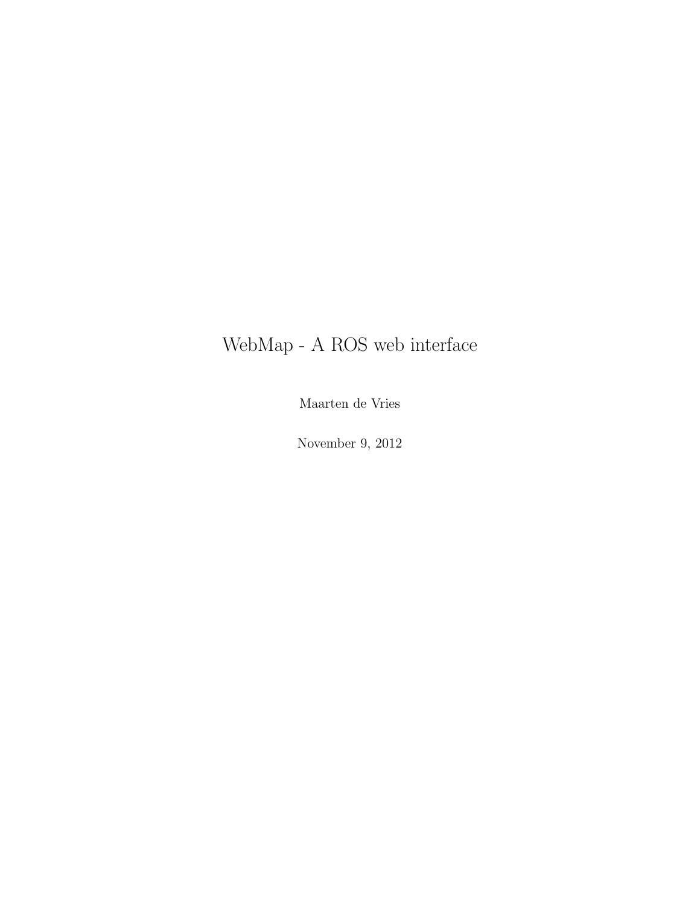# WebMap - A ROS web interface

Maarten de Vries

November 9, 2012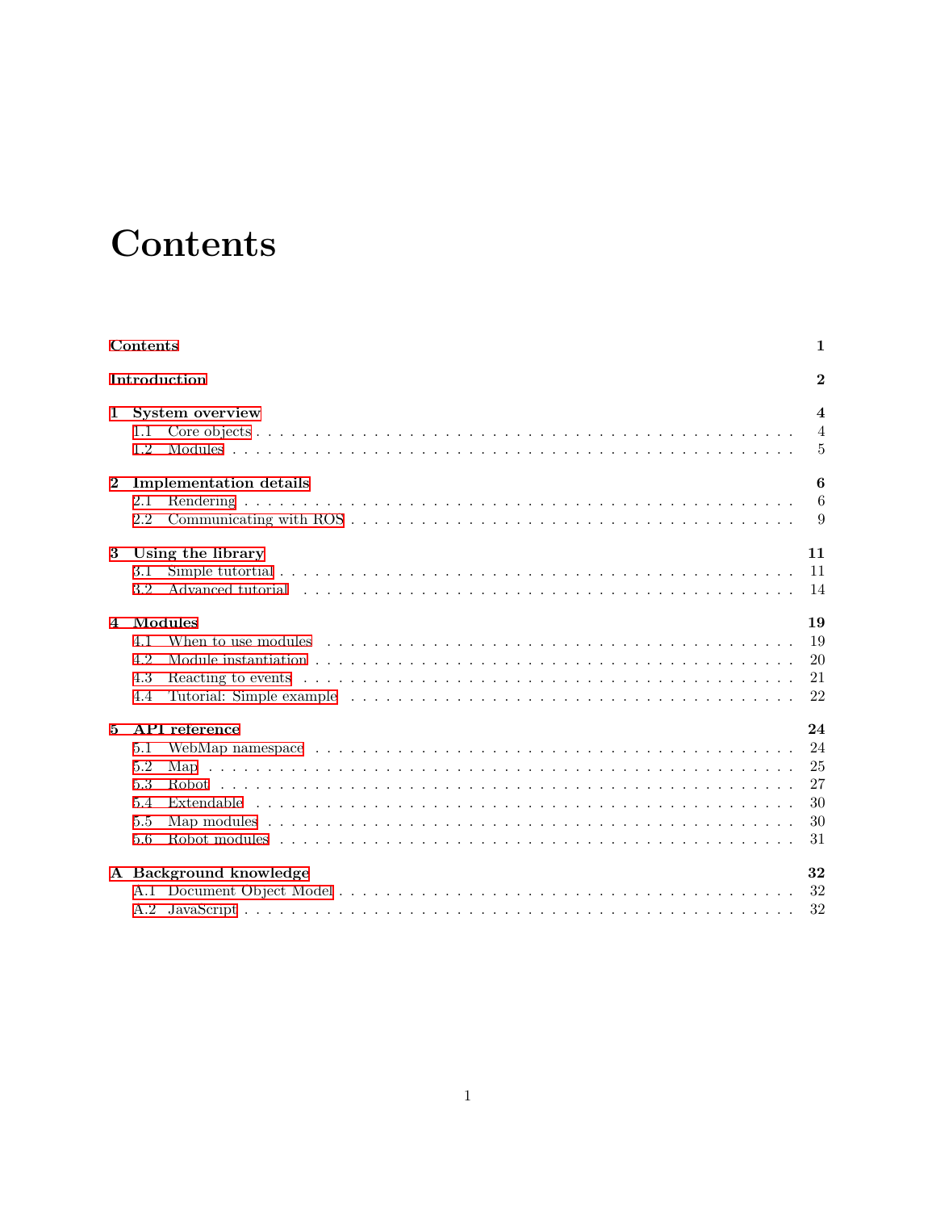# Contents

**Contents** **1**

**Introduction** **2**

**1 System overview** **4**
- 1.1 Core objects . . . 4
- 1.2 Modules . . . 5

**2 Implementation details** **6**
- 2.1 Rendering . . . 6
- 2.2 Communicating with ROS . . . 9

**3 Using the library** **11**
- 3.1 Simple tutorial . . . 11
- 3.2 Advanced tutorial . . . 14

**4 Modules** **19**
- 4.1 When to use modules . . . 19
- 4.2 Module instantiation . . . 20
- 4.3 Reacting to events . . . 21
- 4.4 Tutorial: Simple example . . . 22

**5 API reference** **24**
- 5.1 WebMap namespace . . . 24
- 5.2 Map . . . 25
- 5.3 Robot . . . 27
- 5.4 Extendable . . . 30
- 5.5 Map modules . . . 30
- 5.6 Robot modules . . . 31

**A Background knowledge** **32**
- A.1 Document Object Model . . . 32
- A.2 JavaScript . . . 32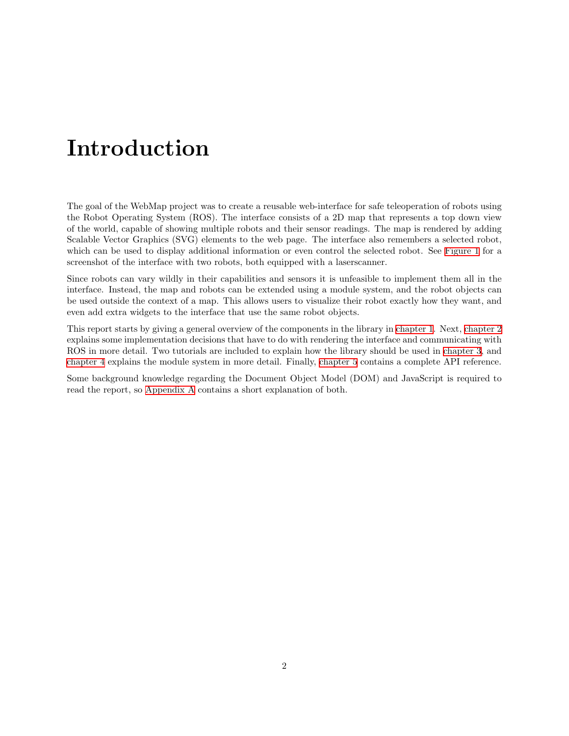# Introduction

The goal of the WebMap project was to create a reusable web-interface for safe teleoperation of robots using the Robot Operating System (ROS). The interface consists of a 2D map that represents a top down view of the world, capable of showing multiple robots and their sensor readings. The map is rendered by adding Scalable Vector Graphics (SVG) elements to the web page. The interface also remembers a selected robot, which can be used to display additional information or even control the selected robot. See Figure 1 for a screenshot of the interface with two robots, both equipped with a laserscanner.

Since robots can vary wildly in their capabilities and sensors it is unfeasible to implement them all in the interface. Instead, the map and robots can be extended using a module system, and the robot objects can be used outside the context of a map. This allows users to visualize their robot exactly how they want, and even add extra widgets to the interface that use the same robot objects.

This report starts by giving a general overview of the components in the library in chapter 1. Next, chapter 2 explains some implementation decisions that have to do with rendering the interface and communicating with ROS in more detail. Two tutorials are included to explain how the library should be used in chapter 3, and chapter 4 explains the module system in more detail. Finally, chapter 5 contains a complete API reference.

Some background knowledge regarding the Document Object Model (DOM) and JavaScript is required to read the report, so Appendix A contains a short explanation of both.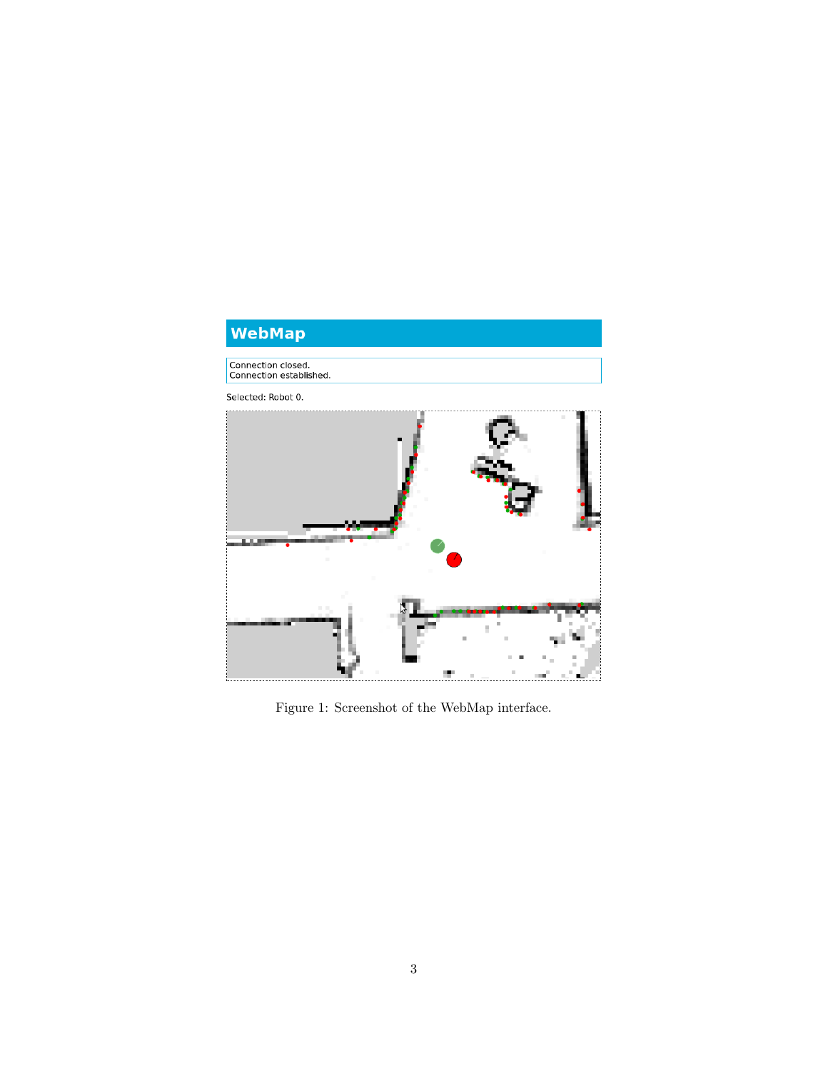WebMap

Connection closed.
Connection established.

Selected: Robot 0.

Figure 1: Screenshot of the WebMap interface.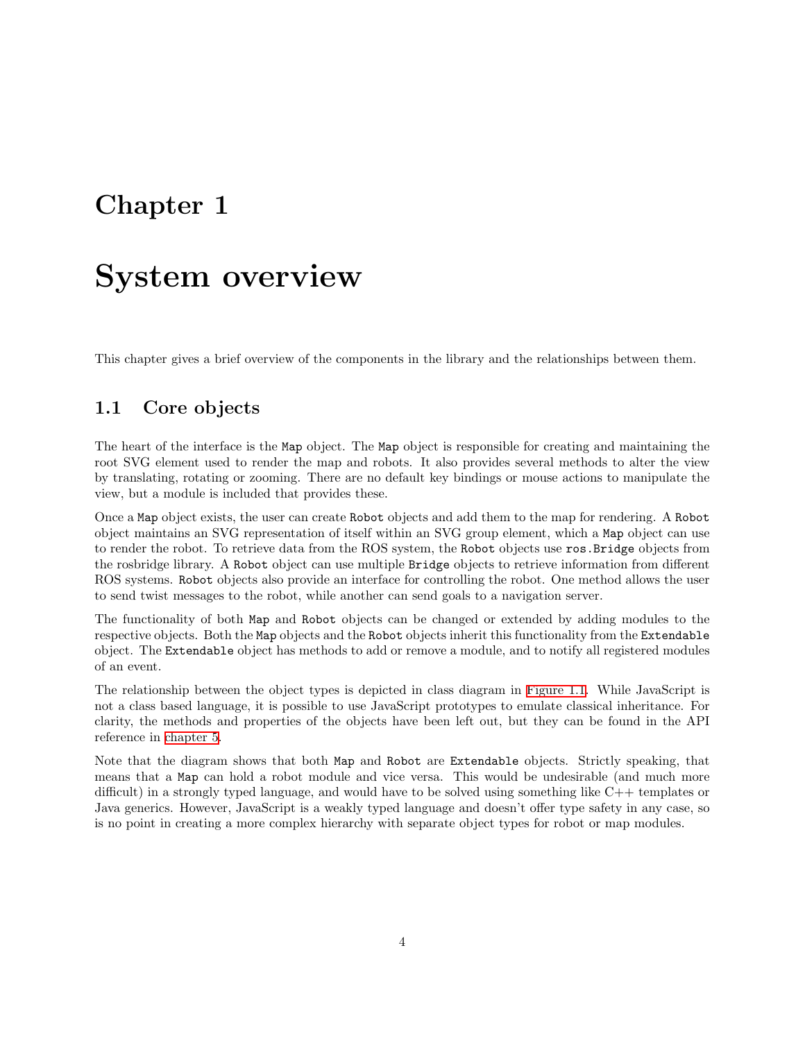# Chapter 1

# System overview

This chapter gives a brief overview of the components in the library and the relationships between them.

## 1.1 Core objects

The heart of the interface is the `Map` object. The `Map` object is responsible for creating and maintaining the root SVG element used to render the map and robots. It also provides several methods to alter the view by translating, rotating or zooming. There are no default key bindings or mouse actions to manipulate the view, but a module is included that provides these.

Once a `Map` object exists, the user can create `Robot` objects and add them to the map for rendering. A `Robot` object maintains an SVG representation of itself within an SVG group element, which a `Map` object can use to render the robot. To retrieve data from the ROS system, the `Robot` objects use `ros.Bridge` objects from the rosbridge library. A `Robot` object can use multiple `Bridge` objects to retrieve information from different ROS systems. `Robot` objects also provide an interface for controlling the robot. One method allows the user to send twist messages to the robot, while another can send goals to a navigation server.

The functionality of both `Map` and `Robot` objects can be changed or extended by adding modules to the respective objects. Both the `Map` objects and the `Robot` objects inherit this functionality from the `Extendable` object. The `Extendable` object has methods to add or remove a module, and to notify all registered modules of an event.

The relationship between the object types is depicted in class diagram in Figure 1.1. While JavaScript is not a class based language, it is possible to use JavaScript prototypes to emulate classical inheritance. For clarity, the methods and properties of the objects have been left out, but they can be found in the API reference in chapter 5.

Note that the diagram shows that both `Map` and `Robot` are `Extendable` objects. Strictly speaking, that means that a `Map` can hold a robot module and vice versa. This would be undesirable (and much more difficult) in a strongly typed language, and would have to be solved using something like C++ templates or Java generics. However, JavaScript is a weakly typed language and doesn't offer type safety in any case, so is no point in creating a more complex hierarchy with separate object types for robot or map modules.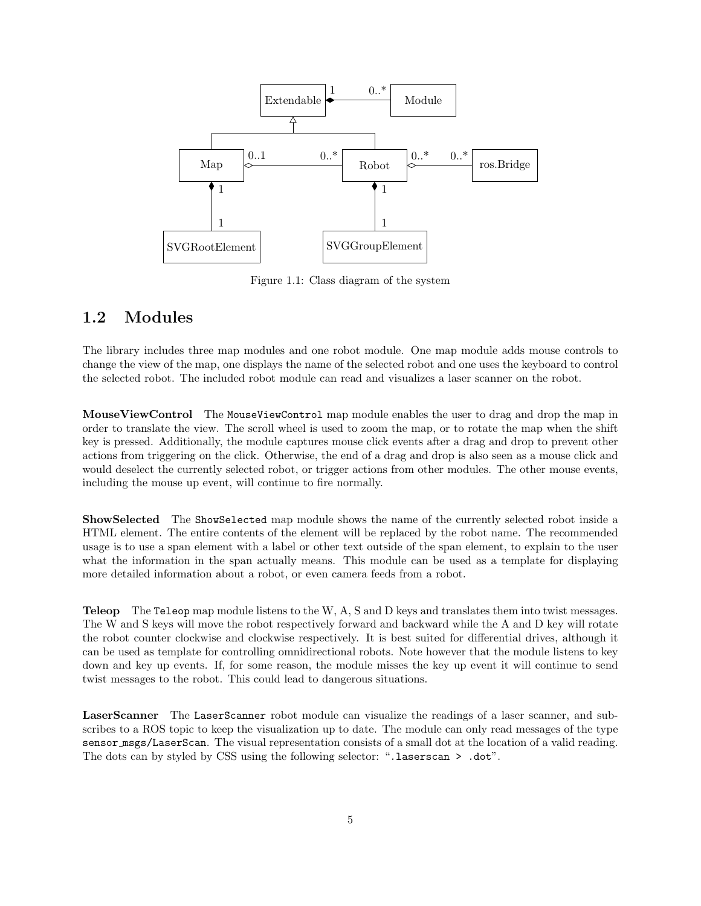Figure 1.1: Class diagram of the system

## 1.2 Modules

The library includes three map modules and one robot module. One map module adds mouse controls to change the view of the map, one displays the name of the selected robot and one uses the keyboard to control the selected robot. The included robot module can read and visualizes a laser scanner on the robot.

**MouseViewControl** The `MouseViewControl` map module enables the user to drag and drop the map in order to translate the view. The scroll wheel is used to zoom the map, or to rotate the map when the shift key is pressed. Additionally, the module captures mouse click events after a drag and drop to prevent other actions from triggering on the click. Otherwise, the end of a drag and drop is also seen as a mouse click and would deselect the currently selected robot, or trigger actions from other modules. The other mouse events, including the mouse up event, will continue to fire normally.

**ShowSelected** The `ShowSelected` map module shows the name of the currently selected robot inside a HTML element. The entire contents of the element will be replaced by the robot name. The recommended usage is to use a span element with a label or other text outside of the span element, to explain to the user what the information in the span actually means. This module can be used as a template for displaying more detailed information about a robot, or even camera feeds from a robot.

**Teleop** The `Teleop` map module listens to the W, A, S and D keys and translates them into twist messages. The W and S keys will move the robot respectively forward and backward while the A and D key will rotate the robot counter clockwise and clockwise respectively. It is best suited for differential drives, although it can be used as template for controlling omnidirectional robots. Note however that the module listens to key down and key up events. If, for some reason, the module misses the key up event it will continue to send twist messages to the robot. This could lead to dangerous situations.

**LaserScanner** The `LaserScanner` robot module can visualize the readings of a laser scanner, and subscribes to a ROS topic to keep the visualization up to date. The module can only read messages of the type `sensor_msgs/LaserScan`. The visual representation consists of a small dot at the location of a valid reading. The dots can by styled by CSS using the following selector: "`.laserscan > .dot`".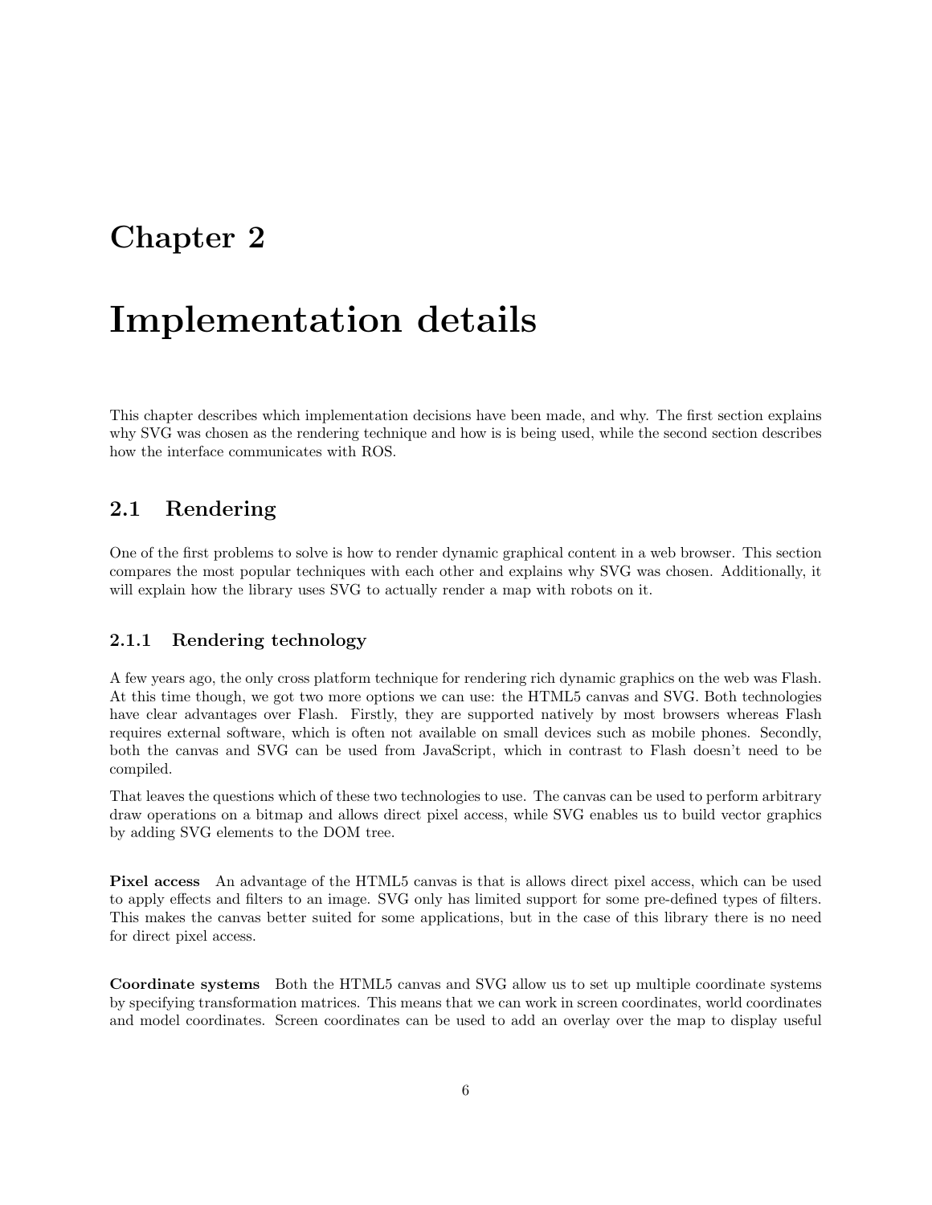# Chapter 2

# Implementation details

This chapter describes which implementation decisions have been made, and why. The first section explains why SVG was chosen as the rendering technique and how is is being used, while the second section describes how the interface communicates with ROS.

## 2.1 Rendering

One of the first problems to solve is how to render dynamic graphical content in a web browser. This section compares the most popular techniques with each other and explains why SVG was chosen. Additionally, it will explain how the library uses SVG to actually render a map with robots on it.

### 2.1.1 Rendering technology

A few years ago, the only cross platform technique for rendering rich dynamic graphics on the web was Flash. At this time though, we got two more options we can use: the HTML5 canvas and SVG. Both technologies have clear advantages over Flash. Firstly, they are supported natively by most browsers whereas Flash requires external software, which is often not available on small devices such as mobile phones. Secondly, both the canvas and SVG can be used from JavaScript, which in contrast to Flash doesn't need to be compiled.

That leaves the questions which of these two technologies to use. The canvas can be used to perform arbitrary draw operations on a bitmap and allows direct pixel access, while SVG enables us to build vector graphics by adding SVG elements to the DOM tree.

**Pixel access** An advantage of the HTML5 canvas is that is allows direct pixel access, which can be used to apply effects and filters to an image. SVG only has limited support for some pre-defined types of filters. This makes the canvas better suited for some applications, but in the case of this library there is no need for direct pixel access.

**Coordinate systems** Both the HTML5 canvas and SVG allow us to set up multiple coordinate systems by specifying transformation matrices. This means that we can work in screen coordinates, world coordinates and model coordinates. Screen coordinates can be used to add an overlay over the map to display useful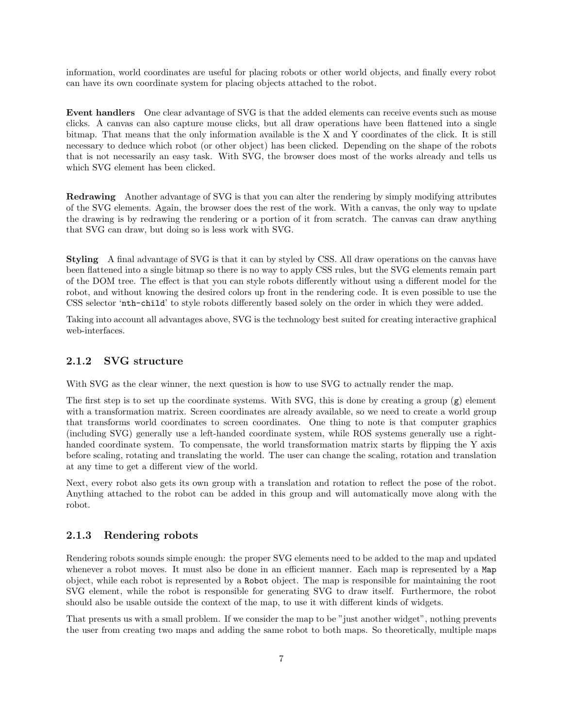information, world coordinates are useful for placing robots or other world objects, and finally every robot can have its own coordinate system for placing objects attached to the robot.

**Event handlers** One clear advantage of SVG is that the added elements can receive events such as mouse clicks. A canvas can also capture mouse clicks, but all draw operations have been flattened into a single bitmap. That means that the only information available is the X and Y coordinates of the click. It is still necessary to deduce which robot (or other object) has been clicked. Depending on the shape of the robots that is not necessarily an easy task. With SVG, the browser does most of the works already and tells us which SVG element has been clicked.

**Redrawing** Another advantage of SVG is that you can alter the rendering by simply modifying attributes of the SVG elements. Again, the browser does the rest of the work. With a canvas, the only way to update the drawing is by redrawing the rendering or a portion of it from scratch. The canvas can draw anything that SVG can draw, but doing so is less work with SVG.

**Styling** A final advantage of SVG is that it can by styled by CSS. All draw operations on the canvas have been flattened into a single bitmap so there is no way to apply CSS rules, but the SVG elements remain part of the DOM tree. The effect is that you can style robots differently without using a different model for the robot, and without knowing the desired colors up front in the rendering code. It is even possible to use the CSS selector '`nth-child`' to style robots differently based solely on the order in which they were added.

Taking into account all advantages above, SVG is the technology best suited for creating interactive graphical web-interfaces.

### 2.1.2 SVG structure

With SVG as the clear winner, the next question is how to use SVG to actually render the map.

The first step is to set up the coordinate systems. With SVG, this is done by creating a group (`g`) element with a transformation matrix. Screen coordinates are already available, so we need to create a world group that transforms world coordinates to screen coordinates. One thing to note is that computer graphics (including SVG) generally use a left-handed coordinate system, while ROS systems generally use a right-handed coordinate system. To compensate, the world transformation matrix starts by flipping the Y axis before scaling, rotating and translating the world. The user can change the scaling, rotation and translation at any time to get a different view of the world.

Next, every robot also gets its own group with a translation and rotation to reflect the pose of the robot. Anything attached to the robot can be added in this group and will automatically move along with the robot.

### 2.1.3 Rendering robots

Rendering robots sounds simple enough: the proper SVG elements need to be added to the map and updated whenever a robot moves. It must also be done in an efficient manner. Each map is represented by a `Map` object, while each robot is represented by a `Robot` object. The map is responsible for maintaining the root SVG element, while the robot is responsible for generating SVG to draw itself. Furthermore, the robot should also be usable outside the context of the map, to use it with different kinds of widgets.

That presents us with a small problem. If we consider the map to be "just another widget", nothing prevents the user from creating two maps and adding the same robot to both maps. So theoretically, multiple maps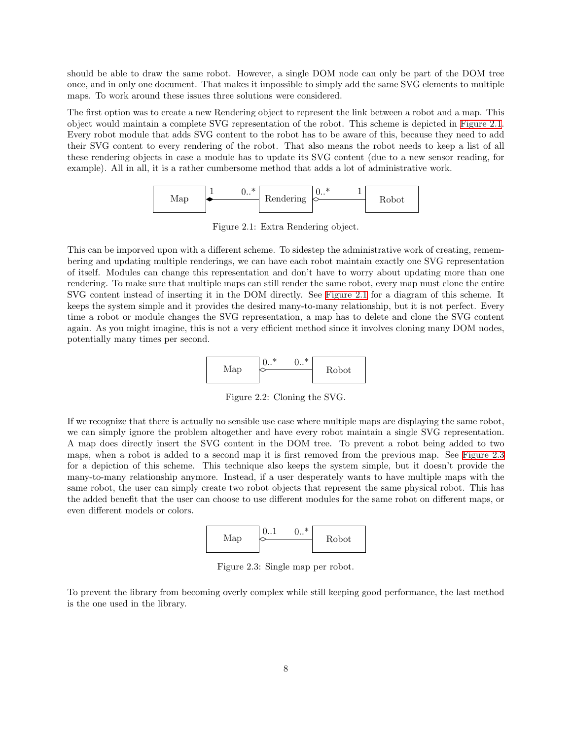should be able to draw the same robot. However, a single DOM node can only be part of the DOM tree once, and in only one document. That makes it impossible to simply add the same SVG elements to multiple maps. To work around these issues three solutions were considered.

The first option was to create a new Rendering object to represent the link between a robot and a map. This object would maintain a complete SVG representation of the robot. This scheme is depicted in Figure 2.1. Every robot module that adds SVG content to the robot has to be aware of this, because they need to add their SVG content to every rendering of the robot. That also means the robot needs to keep a list of all these rendering objects in case a module has to update its SVG content (due to a new sensor reading, for example). All in all, it is a rather cumbersome method that adds a lot of administrative work.

Figure 2.1: Extra Rendering object.

This can be imporved upon with a different scheme. To sidestep the administrative work of creating, remembering and updating multiple renderings, we can have each robot maintain exactly one SVG representation of itself. Modules can change this representation and don't have to worry about updating more than one rendering. To make sure that multiple maps can still render the same robot, every map must clone the entire SVG content instead of inserting it in the DOM directly. See Figure 2.1 for a diagram of this scheme. It keeps the system simple and it provides the desired many-to-many relationship, but it is not perfect. Every time a robot or module changes the SVG representation, a map has to delete and clone the SVG content again. As you might imagine, this is not a very efficient method since it involves cloning many DOM nodes, potentially many times per second.

Figure 2.2: Cloning the SVG.

If we recognize that there is actually no sensible use case where multiple maps are displaying the same robot, we can simply ignore the problem altogether and have every robot maintain a single SVG representation. A map does directly insert the SVG content in the DOM tree. To prevent a robot being added to two maps, when a robot is added to a second map it is first removed from the previous map. See Figure 2.3 for a depiction of this scheme. This technique also keeps the system simple, but it doesn't provide the many-to-many relationship anymore. Instead, if a user desperately wants to have multiple maps with the same robot, the user can simply create two robot objects that represent the same physical robot. This has the added benefit that the user can choose to use different modules for the same robot on different maps, or even different models or colors.

Figure 2.3: Single map per robot.

To prevent the library from becoming overly complex while still keeping good performance, the last method is the one used in the library.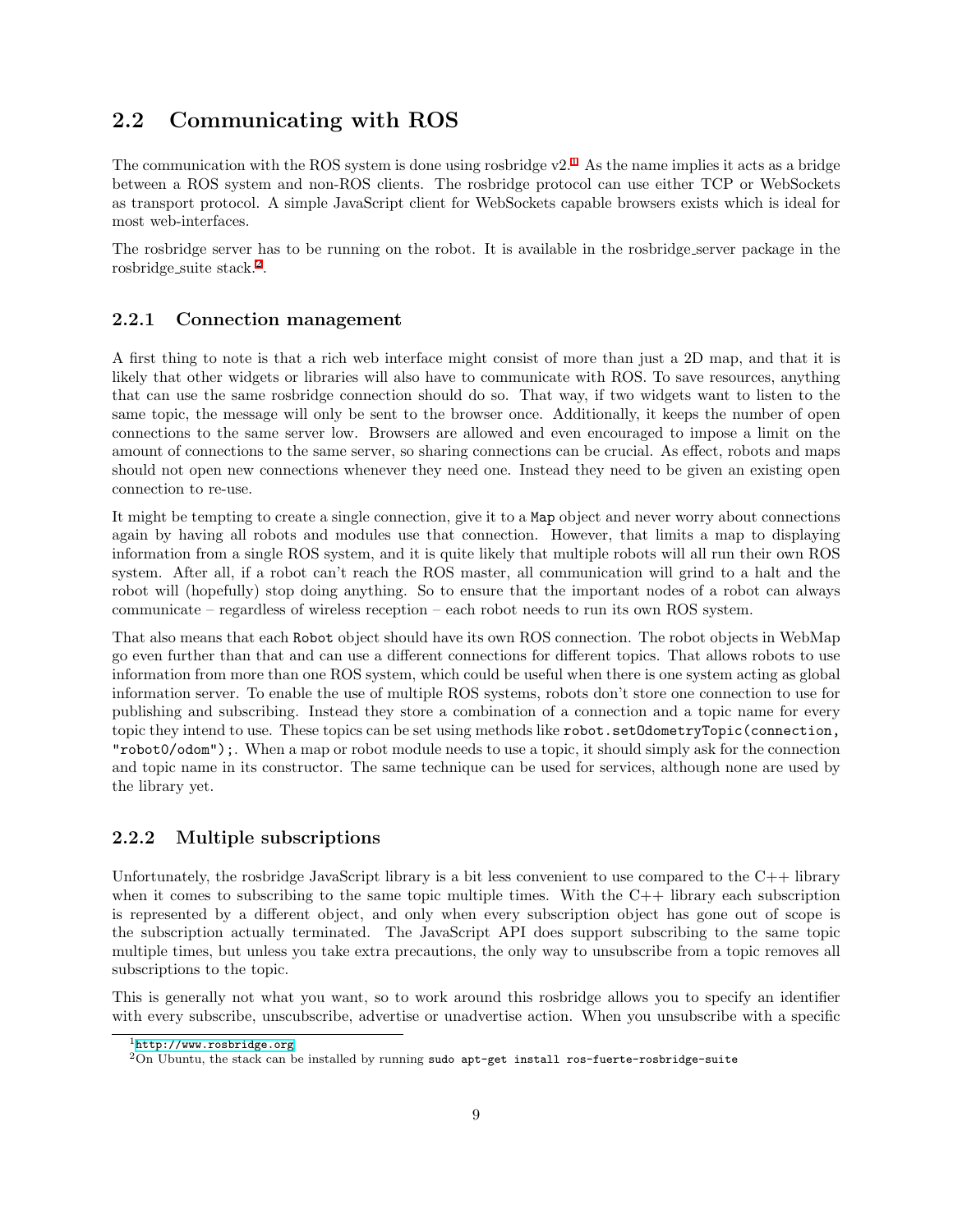## 2.2 Communicating with ROS

The communication with the ROS system is done using rosbridge v2.[1] As the name implies it acts as a bridge between a ROS system and non-ROS clients. The rosbridge protocol can use either TCP or WebSockets as transport protocol. A simple JavaScript client for WebSockets capable browsers exists which is ideal for most web-interfaces.

The rosbridge server has to be running on the robot. It is available in the rosbridge_server package in the rosbridge_suite stack.[2].

### 2.2.1 Connection management

A first thing to note is that a rich web interface might consist of more than just a 2D map, and that it is likely that other widgets or libraries will also have to communicate with ROS. To save resources, anything that can use the same rosbridge connection should do so. That way, if two widgets want to listen to the same topic, the message will only be sent to the browser once. Additionally, it keeps the number of open connections to the same server low. Browsers are allowed and even encouraged to impose a limit on the amount of connections to the same server, so sharing connections can be crucial. As effect, robots and maps should not open new connections whenever they need one. Instead they need to be given an existing open connection to re-use.

It might be tempting to create a single connection, give it to a `Map` object and never worry about connections again by having all robots and modules use that connection. However, that limits a map to displaying information from a single ROS system, and it is quite likely that multiple robots will all run their own ROS system. After all, if a robot can't reach the ROS master, all communication will grind to a halt and the robot will (hopefully) stop doing anything. So to ensure that the important nodes of a robot can always communicate – regardless of wireless reception – each robot needs to run its own ROS system.

That also means that each `Robot` object should have its own ROS connection. The robot objects in WebMap go even further than that and can use a different connections for different topics. That allows robots to use information from more than one ROS system, which could be useful when there is one system acting as global information server. To enable the use of multiple ROS systems, robots don't store one connection to use for publishing and subscribing. Instead they store a combination of a connection and a topic name for every topic they intend to use. These topics can be set using methods like `robot.setOdometryTopic(connection, "robot0/odom");`. When a map or robot module needs to use a topic, it should simply ask for the connection and topic name in its constructor. The same technique can be used for services, although none are used by the library yet.

### 2.2.2 Multiple subscriptions

Unfortunately, the rosbridge JavaScript library is a bit less convenient to use compared to the C++ library when it comes to subscribing to the same topic multiple times. With the C++ library each subscription is represented by a different object, and only when every subscription object has gone out of scope is the subscription actually terminated. The JavaScript API does support subscribing to the same topic multiple times, but unless you take extra precautions, the only way to unsubscribe from a topic removes all subscriptions to the topic.

This is generally not what you want, so to work around this rosbridge allows you to specify an identifier with every subscribe, unscubscribe, advertise or unadvertise action. When you unsubscribe with a specific

[1] http://www.rosbridge.org

[2] On Ubuntu, the stack can be installed by running `sudo apt-get install ros-fuerte-rosbridge-suite`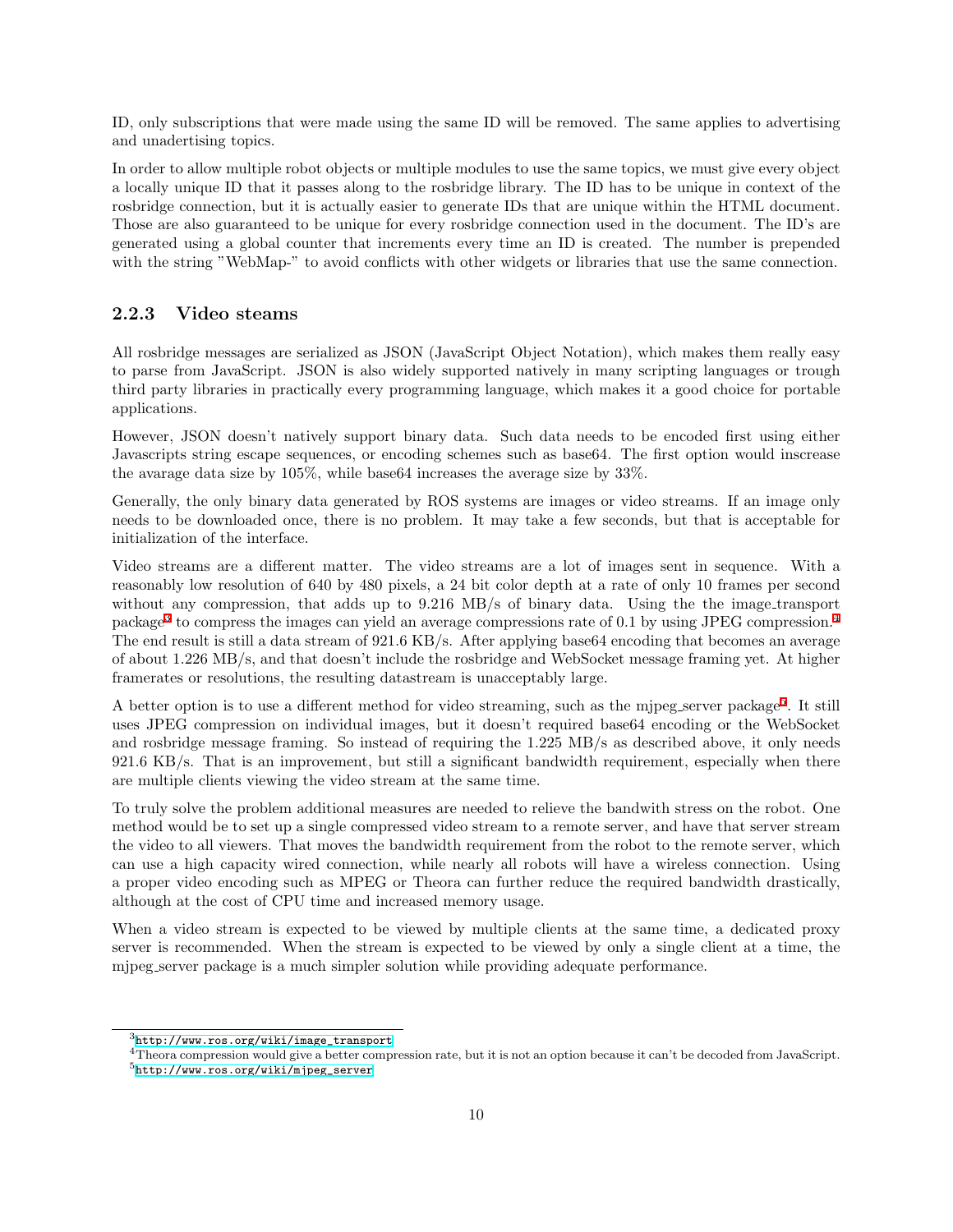ID, only subscriptions that were made using the same ID will be removed. The same applies to advertising and unadertising topics.

In order to allow multiple robot objects or multiple modules to use the same topics, we must give every object a locally unique ID that it passes along to the rosbridge library. The ID has to be unique in context of the rosbridge connection, but it is actually easier to generate IDs that are unique within the HTML document. Those are also guaranteed to be unique for every rosbridge connection used in the document. The ID's are generated using a global counter that increments every time an ID is created. The number is prepended with the string "WebMap-" to avoid conflicts with other widgets or libraries that use the same connection.

### 2.2.3 Video steams

All rosbridge messages are serialized as JSON (JavaScript Object Notation), which makes them really easy to parse from JavaScript. JSON is also widely supported natively in many scripting languages or trough third party libraries in practically every programming language, which makes it a good choice for portable applications.

However, JSON doesn't natively support binary data. Such data needs to be encoded first using either Javascripts string escape sequences, or encoding schemes such as base64. The first option would inscrease the avarage data size by 105%, while base64 increases the average size by 33%.

Generally, the only binary data generated by ROS systems are images or video streams. If an image only needs to be downloaded once, there is no problem. It may take a few seconds, but that is acceptable for initialization of the interface.

Video streams are a different matter. The video streams are a lot of images sent in sequence. With a reasonably low resolution of 640 by 480 pixels, a 24 bit color depth at a rate of only 10 frames per second without any compression, that adds up to 9.216 MB/s of binary data. Using the the image_transport package[3] to compress the images can yield an average compressions rate of 0.1 by using JPEG compression.[4] The end result is still a data stream of 921.6 KB/s. After applying base64 encoding that becomes an average of about 1.226 MB/s, and that doesn't include the rosbridge and WebSocket message framing yet. At higher framerates or resolutions, the resulting datastream is unacceptably large.

A better option is to use a different method for video streaming, such as the mjpeg_server package[5]. It still uses JPEG compression on individual images, but it doesn't required base64 encoding or the WebSocket and rosbridge message framing. So instead of requiring the 1.225 MB/s as described above, it only needs 921.6 KB/s. That is an improvement, but still a significant bandwidth requirement, especially when there are multiple clients viewing the video stream at the same time.

To truly solve the problem additional measures are needed to relieve the bandwith stress on the robot. One method would be to set up a single compressed video stream to a remote server, and have that server stream the video to all viewers. That moves the bandwidth requirement from the robot to the remote server, which can use a high capacity wired connection, while nearly all robots will have a wireless connection. Using a proper video encoding such as MPEG or Theora can further reduce the required bandwidth drastically, although at the cost of CPU time and increased memory usage.

When a video stream is expected to be viewed by multiple clients at the same time, a dedicated proxy server is recommended. When the stream is expected to be viewed by only a single client at a time, the mjpeg_server package is a much simpler solution while providing adequate performance.

---

[3] http://www.ros.org/wiki/image_transport

[4] Theora compression would give a better compression rate, but it is not an option because it can't be decoded from JavaScript.

[5] http://www.ros.org/wiki/mjpeg_server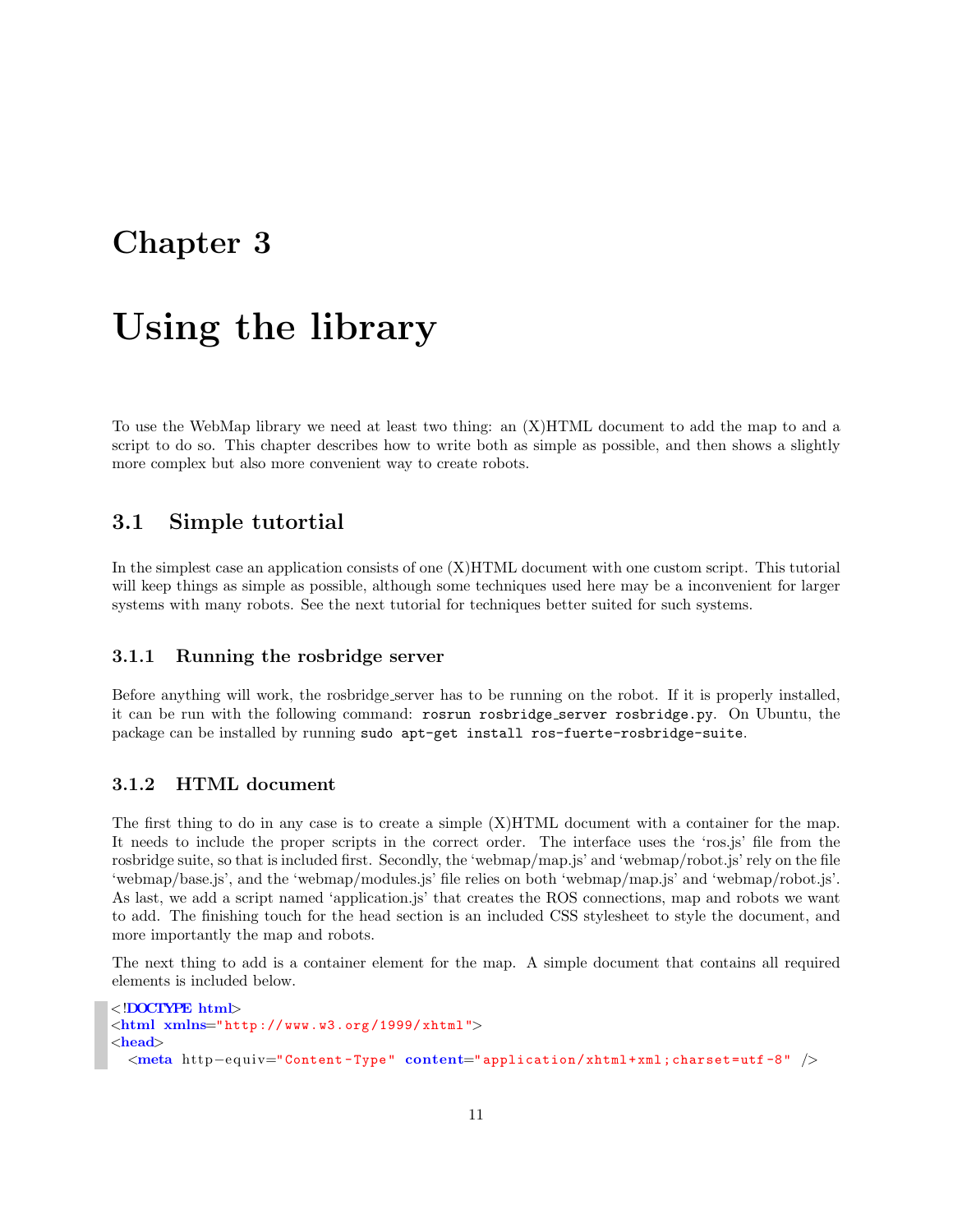# Chapter 3

# Using the library

To use the WebMap library we need at least two thing: an (X)HTML document to add the map to and a script to do so. This chapter describes how to write both as simple as possible, and then shows a slightly more complex but also more convenient way to create robots.

## 3.1 Simple tutortial

In the simplest case an application consists of one (X)HTML document with one custom script. This tutorial will keep things as simple as possible, although some techniques used here may be a inconvenient for larger systems with many robots. See the next tutorial for techniques better suited for such systems.

### 3.1.1 Running the rosbridge server

Before anything will work, the rosbridge_server has to be running on the robot. If it is properly installed, it can be run with the following command: `rosrun rosbridge_server rosbridge.py`. On Ubuntu, the package can be installed by running `sudo apt-get install ros-fuerte-rosbridge-suite`.

### 3.1.2 HTML document

The first thing to do in any case is to create a simple (X)HTML document with a container for the map. It needs to include the proper scripts in the correct order. The interface uses the 'ros.js' file from the rosbridge suite, so that is included first. Secondly, the 'webmap/map.js' and 'webmap/robot.js' rely on the file 'webmap/base.js', and the 'webmap/modules.js' file relies on both 'webmap/map.js' and 'webmap/robot.js'. As last, we add a script named 'application.js' that creates the ROS connections, map and robots we want to add. The finishing touch for the head section is an included CSS stylesheet to style the document, and more importantly the map and robots.

The next thing to add is a container element for the map. A simple document that contains all required elements is included below.

```
<!DOCTYPE html>
<html xmlns="http://www.w3.org/1999/xhtml">
<head>
  <meta http-equiv="Content-Type" content="application/xhtml+xml;charset=utf-8" />
```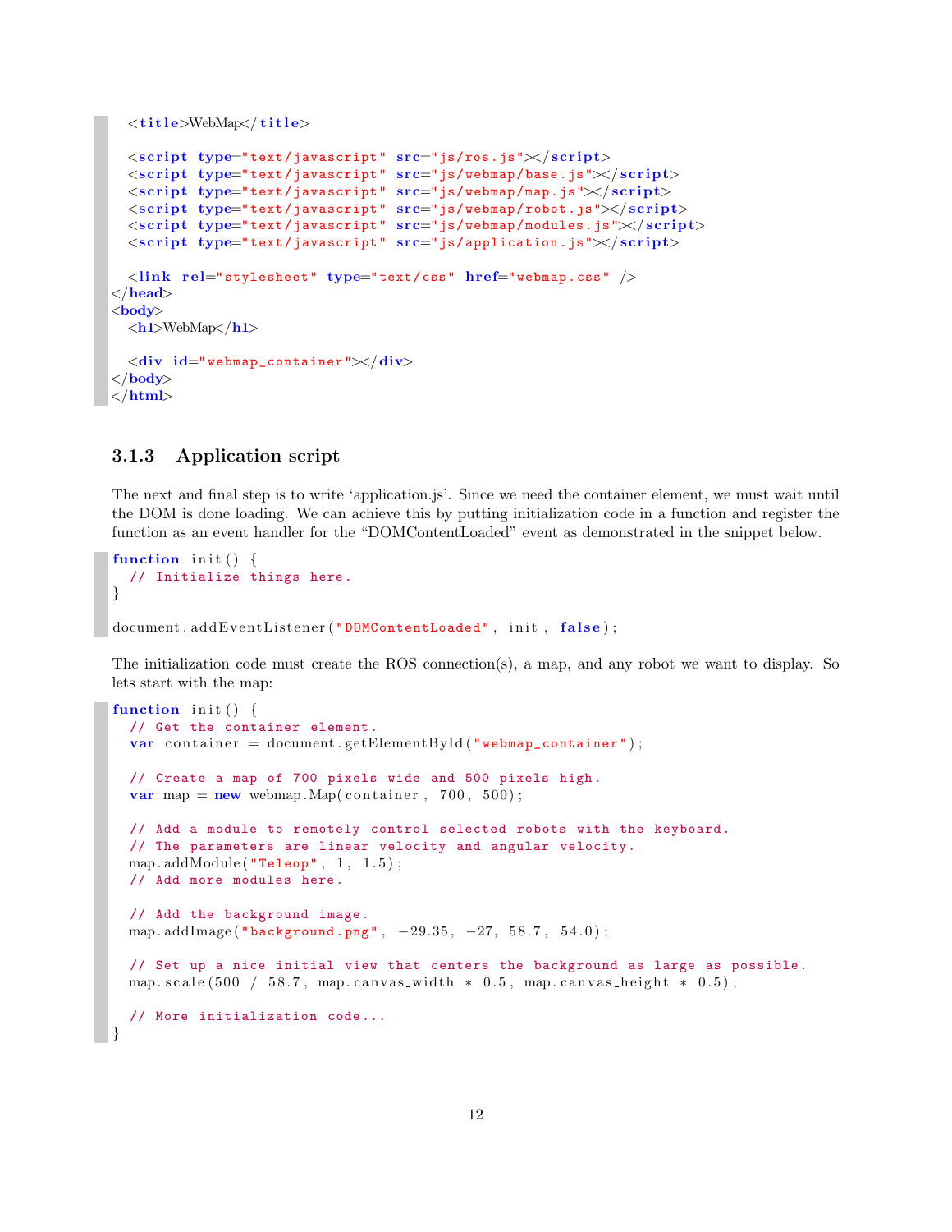```html
  <title>WebMap</title>

  <script type="text/javascript" src="js/ros.js"></script>
  <script type="text/javascript" src="js/webmap/base.js"></script>
  <script type="text/javascript" src="js/webmap/map.js"></script>
  <script type="text/javascript" src="js/webmap/robot.js"></script>
  <script type="text/javascript" src="js/webmap/modules.js"></script>
  <script type="text/javascript" src="js/application.js"></script>

  <link rel="stylesheet" type="text/css" href="webmap.css" />
</head>
<body>
  <h1>WebMap</h1>

  <div id="webmap_container"></div>
</body>
</html>
```

### 3.1.3 Application script

The next and final step is to write 'application.js'. Since we need the container element, we must wait until the DOM is done loading. We can achieve this by putting initialization code in a function and register the function as an event handler for the "DOMContentLoaded" event as demonstrated in the snippet below.

```javascript
function init() {
  // Initialize things here.
}

document.addEventListener("DOMContentLoaded", init, false);
```

The initialization code must create the ROS connection(s), a map, and any robot we want to display. So lets start with the map:

```javascript
function init() {
  // Get the container element.
  var container = document.getElementById("webmap_container");

  // Create a map of 700 pixels wide and 500 pixels high.
  var map = new webmap.Map(container, 700, 500);

  // Add a module to remotely control selected robots with the keyboard.
  // The parameters are linear velocity and angular velocity.
  map.addModule("Teleop", 1, 1.5);
  // Add more modules here.

  // Add the background image.
  map.addImage("background.png", -29.35, -27, 58.7, 54.0);

  // Set up a nice initial view that centers the background as large as possible.
  map.scale(500 / 58.7, map.canvas_width * 0.5, map.canvas_height * 0.5);

  // More initialization code...
}
```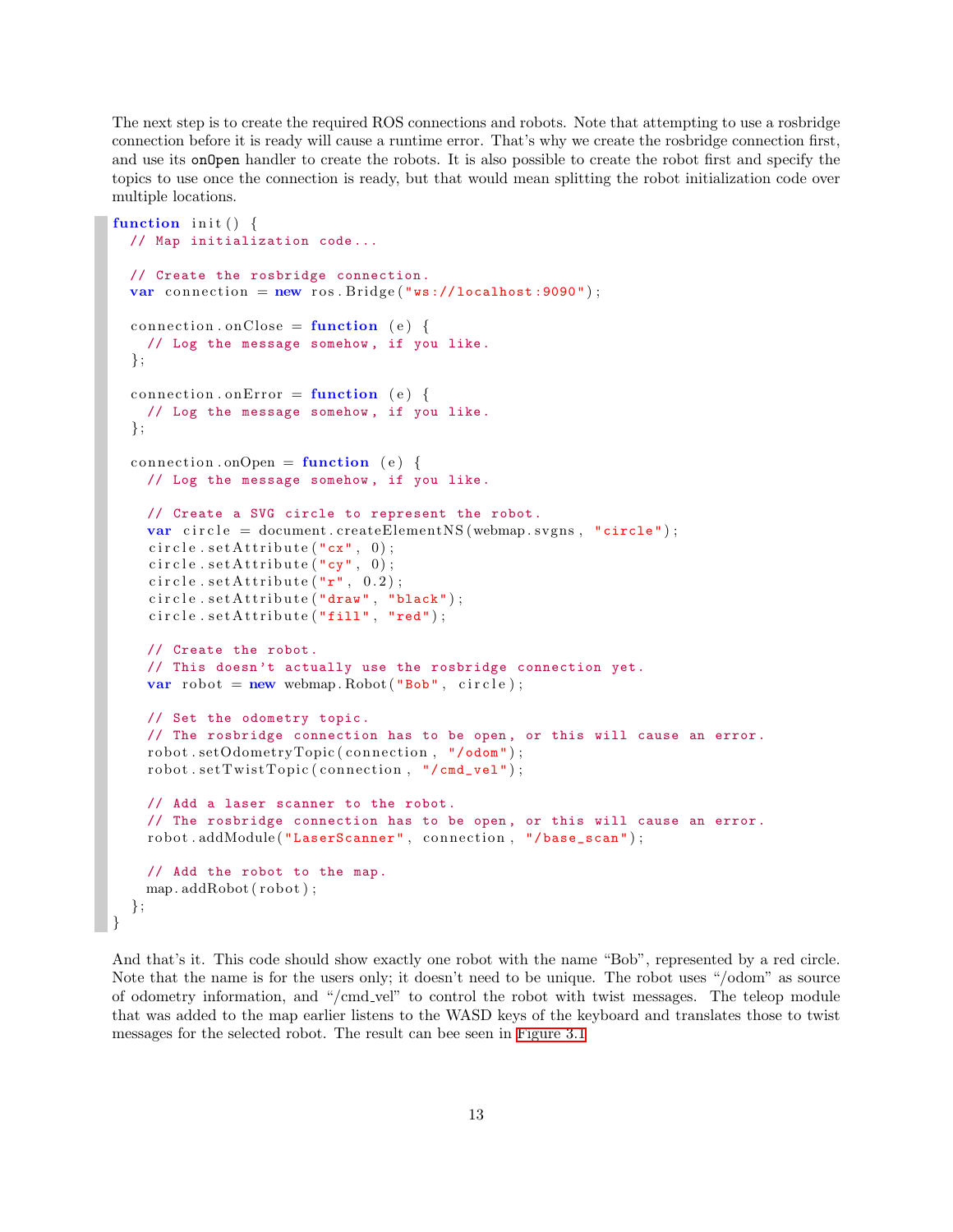The next step is to create the required ROS connections and robots. Note that attempting to use a rosbridge connection before it is ready will cause a runtime error. That's why we create the rosbridge connection first, and use its `onOpen` handler to create the robots. It is also possible to create the robot first and specify the topics to use once the connection is ready, but that would mean splitting the robot initialization code over multiple locations.

```
function init() {
  // Map initialization code...

  // Create the rosbridge connection.
  var connection = new ros.Bridge("ws://localhost:9090");

  connection.onClose = function (e) {
    // Log the message somehow, if you like.
  };

  connection.onError = function (e) {
    // Log the message somehow, if you like.
  };

  connection.onOpen = function (e) {
    // Log the message somehow, if you like.

    // Create a SVG circle to represent the robot.
    var circle = document.createElementNS(webmap.svgns, "circle");
    circle.setAttribute("cx", 0);
    circle.setAttribute("cy", 0);
    circle.setAttribute("r", 0.2);
    circle.setAttribute("draw", "black");
    circle.setAttribute("fill", "red");

    // Create the robot.
    // This doesn't actually use the rosbridge connection yet.
    var robot = new webmap.Robot("Bob", circle);

    // Set the odometry topic.
    // The rosbridge connection has to be open, or this will cause an error.
    robot.setOdometryTopic(connection, "/odom");
    robot.setTwistTopic(connection, "/cmd_vel");

    // Add a laser scanner to the robot.
    // The rosbridge connection has to be open, or this will cause an error.
    robot.addModule("LaserScanner", connection, "/base_scan");

    // Add the robot to the map.
    map.addRobot(robot);
  };
}
```

And that's it. This code should show exactly one robot with the name "Bob", represented by a red circle. Note that the name is for the users only; it doesn't need to be unique. The robot uses "/odom" as source of odometry information, and "/cmd_vel" to control the robot with twist messages. The teleop module that was added to the map earlier listens to the WASD keys of the keyboard and translates those to twist messages for the selected robot. The result can bee seen in Figure 3.1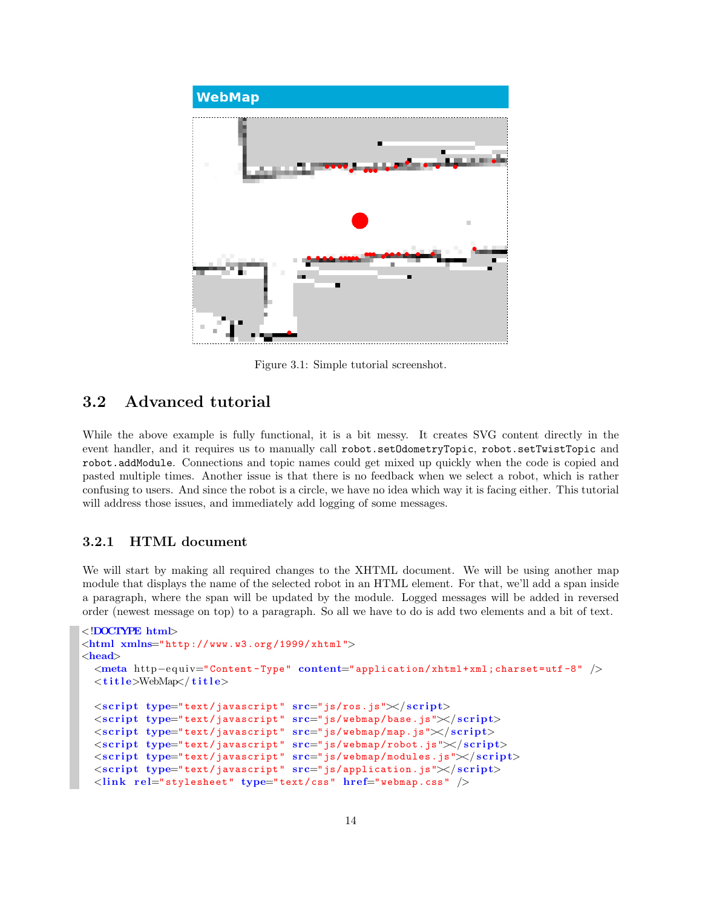Figure 3.1: Simple tutorial screenshot.

## 3.2 Advanced tutorial

While the above example is fully functional, it is a bit messy. It creates SVG content directly in the event handler, and it requires us to manually call `robot.setOdometryTopic`, `robot.setTwistTopic` and `robot.addModule`. Connections and topic names could get mixed up quickly when the code is copied and pasted multiple times. Another issue is that there is no feedback when we select a robot, which is rather confusing to users. And since the robot is a circle, we have no idea which way it is facing either. This tutorial will address those issues, and immediately add logging of some messages.

### 3.2.1 HTML document

We will start by making all required changes to the XHTML document. We will be using another map module that displays the name of the selected robot in an HTML element. For that, we'll add a span inside a paragraph, where the span will be updated by the module. Logged messages will be added in reversed order (newest message on top) to a paragraph. So all we have to do is add two elements and a bit of text.

```
<!DOCTYPE html>
<html xmlns="http://www.w3.org/1999/xhtml">
<head>
  <meta http-equiv="Content-Type" content="application/xhtml+xml;charset=utf-8" />
  <title>WebMap</title>

  <script type="text/javascript" src="js/ros.js"></script>
  <script type="text/javascript" src="js/webmap/base.js"></script>
  <script type="text/javascript" src="js/webmap/map.js"></script>
  <script type="text/javascript" src="js/webmap/robot.js"></script>
  <script type="text/javascript" src="js/webmap/modules.js"></script>
  <script type="text/javascript" src="js/application.js"></script>
  <link rel="stylesheet" type="text/css" href="webmap.css" />
```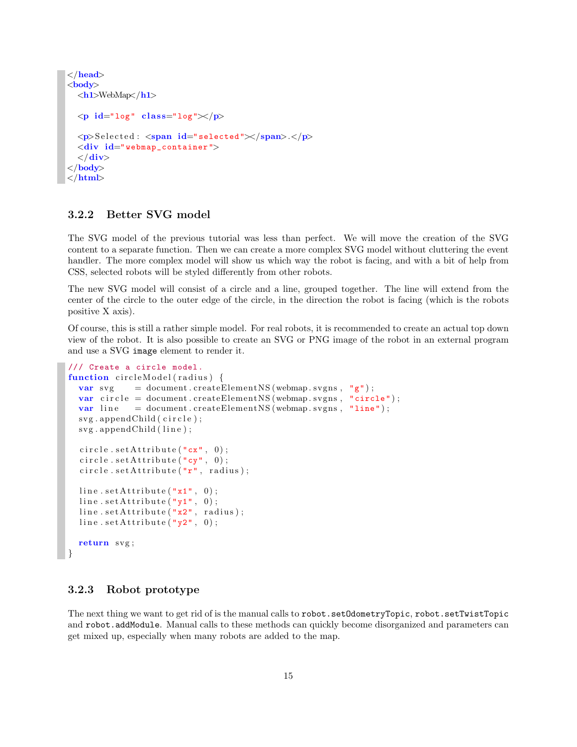```
</head>
<body>
  <h1>WebMap</h1>

  <p id="log" class="log"></p>

  <p>Selected: <span id="selected"></span>.</p>
  <div id="webmap_container">
  </div>
</body>
</html>
```

### 3.2.2 Better SVG model

The SVG model of the previous tutorial was less than perfect. We will move the creation of the SVG content to a separate function. Then we can create a more complex SVG model without cluttering the event handler. The more complex model will show us which way the robot is facing, and with a bit of help from CSS, selected robots will be styled differently from other robots.

The new SVG model will consist of a circle and a line, grouped together. The line will extend from the center of the circle to the outer edge of the circle, in the direction the robot is facing (which is the robots positive X axis).

Of course, this is still a rather simple model. For real robots, it is recommended to create an actual top down view of the robot. It is also possible to create an SVG or PNG image of the robot in an external program and use a SVG `image` element to render it.

```
/// Create a circle model.
function circleModel(radius) {
  var svg    = document.createElementNS(webmap.svgns, "g");
  var circle = document.createElementNS(webmap.svgns, "circle");
  var line   = document.createElementNS(webmap.svgns, "line");
  svg.appendChild(circle);
  svg.appendChild(line);

  circle.setAttribute("cx", 0);
  circle.setAttribute("cy", 0);
  circle.setAttribute("r", radius);

  line.setAttribute("x1", 0);
  line.setAttribute("y1", 0);
  line.setAttribute("x2", radius);
  line.setAttribute("y2", 0);

  return svg;
}
```

### 3.2.3 Robot prototype

The next thing we want to get rid of is the manual calls to `robot.setOdometryTopic`, `robot.setTwistTopic` and `robot.addModule`. Manual calls to these methods can quickly become disorganized and parameters can get mixed up, especially when many robots are added to the map.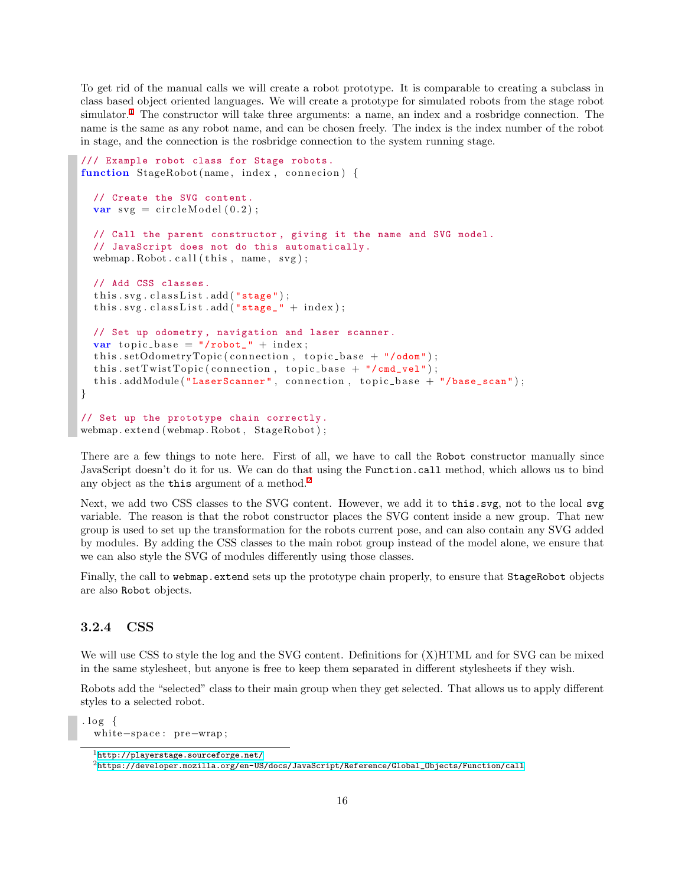To get rid of the manual calls we will create a robot prototype. It is comparable to creating a subclass in class based object oriented languages. We will create a prototype for simulated robots from the stage robot simulator.[1] The constructor will take three arguments: a name, an index and a rosbridge connection. The name is the same as any robot name, and can be chosen freely. The index is the index number of the robot in stage, and the connection is the rosbridge connection to the system running stage.

```
/// Example robot class for Stage robots.
function StageRobot(name, index, connecion) {

  // Create the SVG content.
  var svg = circleModel(0.2);

  // Call the parent constructor, giving it the name and SVG model.
  // JavaScript does not do this automatically.
  webmap.Robot.call(this, name, svg);

  // Add CSS classes.
  this.svg.classList.add("stage");
  this.svg.classList.add("stage_" + index);

  // Set up odometry, navigation and laser scanner.
  var topic_base = "/robot_" + index;
  this.setOdometryTopic(connection, topic_base + "/odom");
  this.setTwistTopic(connection, topic_base + "/cmd_vel");
  this.addModule("LaserScanner", connection, topic_base + "/base_scan");
}

// Set up the prototype chain correctly.
webmap.extend(webmap.Robot, StageRobot);
```

There are a few things to note here. First of all, we have to call the `Robot` constructor manually since JavaScript doesn't do it for us. We can do that using the `Function.call` method, which allows us to bind any object as the `this` argument of a method.[2]

Next, we add two CSS classes to the SVG content. However, we add it to `this.svg`, not to the local `svg` variable. The reason is that the robot constructor places the SVG content inside a new group. That new group is used to set up the transformation for the robots current pose, and can also contain any SVG added by modules. By adding the CSS classes to the main robot group instead of the model alone, we ensure that we can also style the SVG of modules differently using those classes.

Finally, the call to `webmap.extend` sets up the prototype chain properly, to ensure that `StageRobot` objects are also `Robot` objects.

### 3.2.4 CSS

We will use CSS to style the log and the SVG content. Definitions for (X)HTML and for SVG can be mixed in the same stylesheet, but anyone is free to keep them separated in different stylesheets if they wish.

Robots add the "selected" class to their main group when they get selected. That allows us to apply different styles to a selected robot.

```
.log {
  white-space: pre-wrap;
```

[1] http://playerstage.sourceforge.net/

[2] https://developer.mozilla.org/en-US/docs/JavaScript/Reference/Global_Objects/Function/call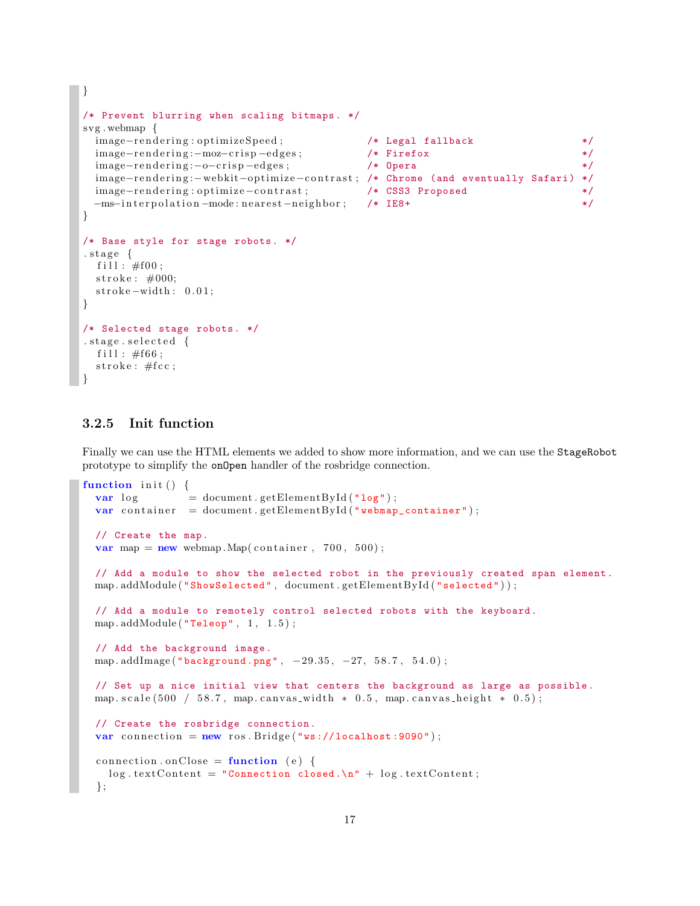```
}

/* Prevent blurring when scaling bitmaps. */
svg.webmap {
  image-rendering:optimizeSpeed;             /* Legal fallback                 */
  image-rendering:-moz-crisp-edges;          /* Firefox                        */
  image-rendering:-o-crisp-edges;            /* Opera                          */
  image-rendering:-webkit-optimize-contrast; /* Chrome (and eventually Safari) */
  image-rendering:optimize-contrast;         /* CSS3 Proposed                  */
  -ms-interpolation-mode:nearest-neighbor;   /* IE8+                           */
}

/* Base style for stage robots. */
.stage {
  fill: #f00;
  stroke: #000;
  stroke-width: 0.01;
}

/* Selected stage robots. */
.stage.selected {
  fill: #f66;
  stroke: #fcc;
}
```

### 3.2.5 Init function

Finally we can use the HTML elements we added to show more information, and we can use the `StageRobot` prototype to simplify the `onOpen` handler of the rosbridge connection.

```
function init() {
  var log        = document.getElementById("log");
  var container  = document.getElementById("webmap_container");

  // Create the map.
  var map = new webmap.Map(container, 700, 500);

  // Add a module to show the selected robot in the previously created span element.
  map.addModule("ShowSelected", document.getElementById("selected"));

  // Add a module to remotely control selected robots with the keyboard.
  map.addModule("Teleop", 1, 1.5);

  // Add the background image.
  map.addImage("background.png", -29.35, -27, 58.7, 54.0);

  // Set up a nice initial view that centers the background as large as possible.
  map.scale(500 / 58.7, map.canvas_width * 0.5, map.canvas_height * 0.5);

  // Create the rosbridge connection.
  var connection = new ros.Bridge("ws://localhost:9090");

  connection.onClose = function (e) {
    log.textContent = "Connection closed.\n" + log.textContent;
  };
```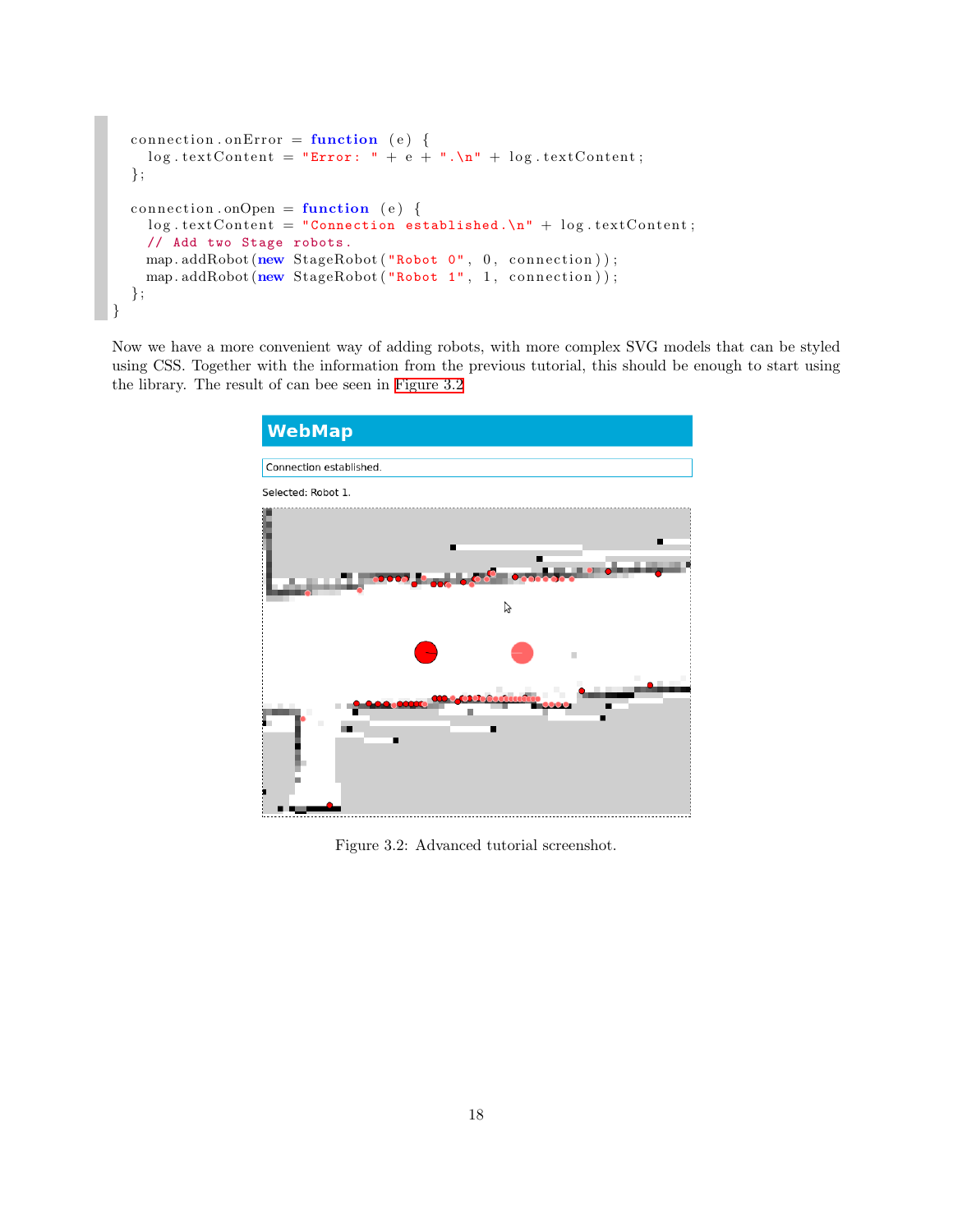```
  connection.onError = function (e) {
    log.textContent = "Error: " + e + ".\n" + log.textContent;
  };

  connection.onOpen = function (e) {
    log.textContent = "Connection established.\n" + log.textContent;
    // Add two Stage robots.
    map.addRobot(new StageRobot("Robot 0", 0, connection));
    map.addRobot(new StageRobot("Robot 1", 1, connection));
  };
}
```

Now we have a more convenient way of adding robots, with more complex SVG models that can be styled using CSS. Together with the information from the previous tutorial, this should be enough to start using the library. The result of can bee seen in Figure 3.2

Figure 3.2: Advanced tutorial screenshot.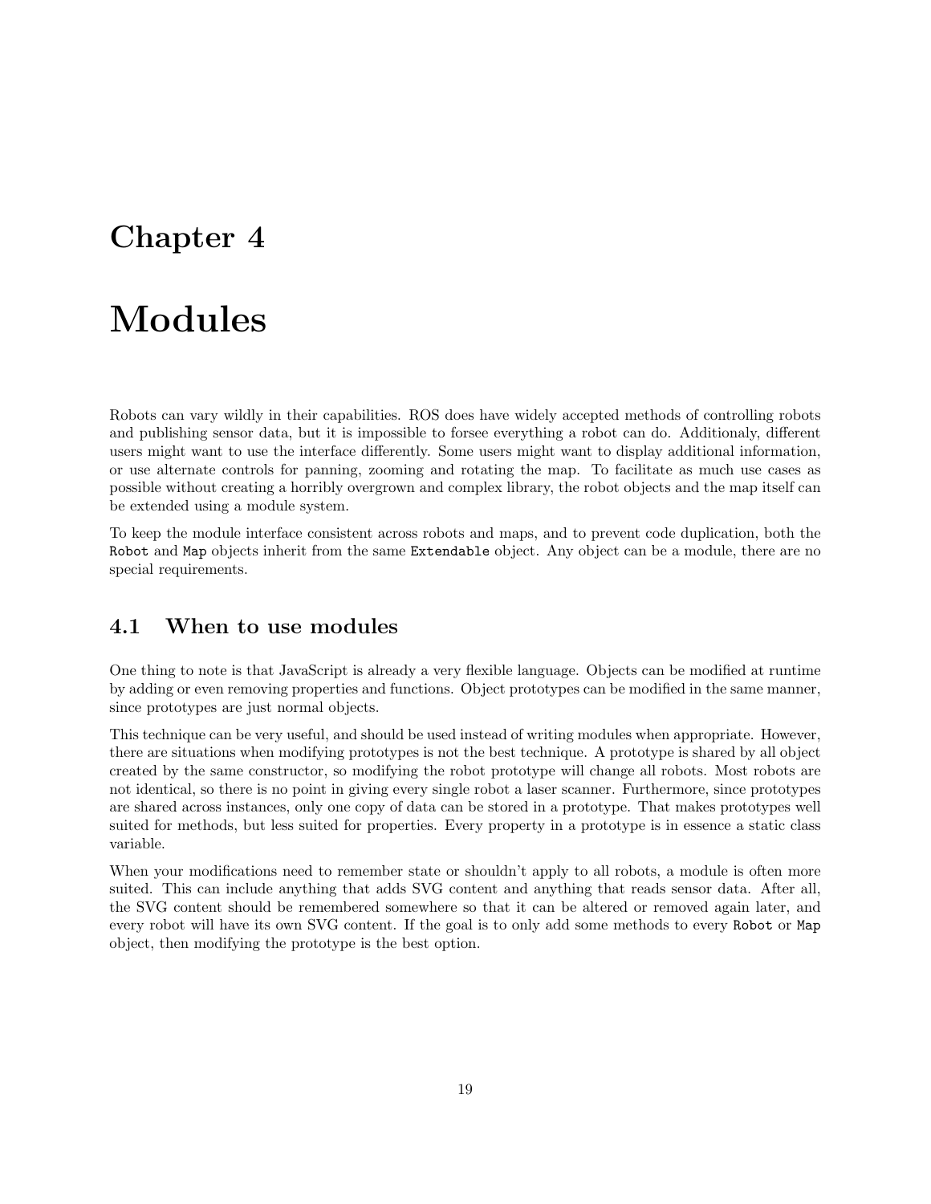# Chapter 4

# Modules

Robots can vary wildly in their capabilities. ROS does have widely accepted methods of controlling robots and publishing sensor data, but it is impossible to forsee everything a robot can do. Additionaly, different users might want to use the interface differently. Some users might want to display additional information, or use alternate controls for panning, zooming and rotating the map. To facilitate as much use cases as possible without creating a horribly overgrown and complex library, the robot objects and the map itself can be extended using a module system.

To keep the module interface consistent across robots and maps, and to prevent code duplication, both the `Robot` and `Map` objects inherit from the same `Extendable` object. Any object can be a module, there are no special requirements.

## 4.1 When to use modules

One thing to note is that JavaScript is already a very flexible language. Objects can be modified at runtime by adding or even removing properties and functions. Object prototypes can be modified in the same manner, since prototypes are just normal objects.

This technique can be very useful, and should be used instead of writing modules when appropriate. However, there are situations when modifying prototypes is not the best technique. A prototype is shared by all object created by the same constructor, so modifying the robot prototype will change all robots. Most robots are not identical, so there is no point in giving every single robot a laser scanner. Furthermore, since prototypes are shared across instances, only one copy of data can be stored in a prototype. That makes prototypes well suited for methods, but less suited for properties. Every property in a prototype is in essence a static class variable.

When your modifications need to remember state or shouldn't apply to all robots, a module is often more suited. This can include anything that adds SVG content and anything that reads sensor data. After all, the SVG content should be remembered somewhere so that it can be altered or removed again later, and every robot will have its own SVG content. If the goal is to only add some methods to every `Robot` or `Map` object, then modifying the prototype is the best option.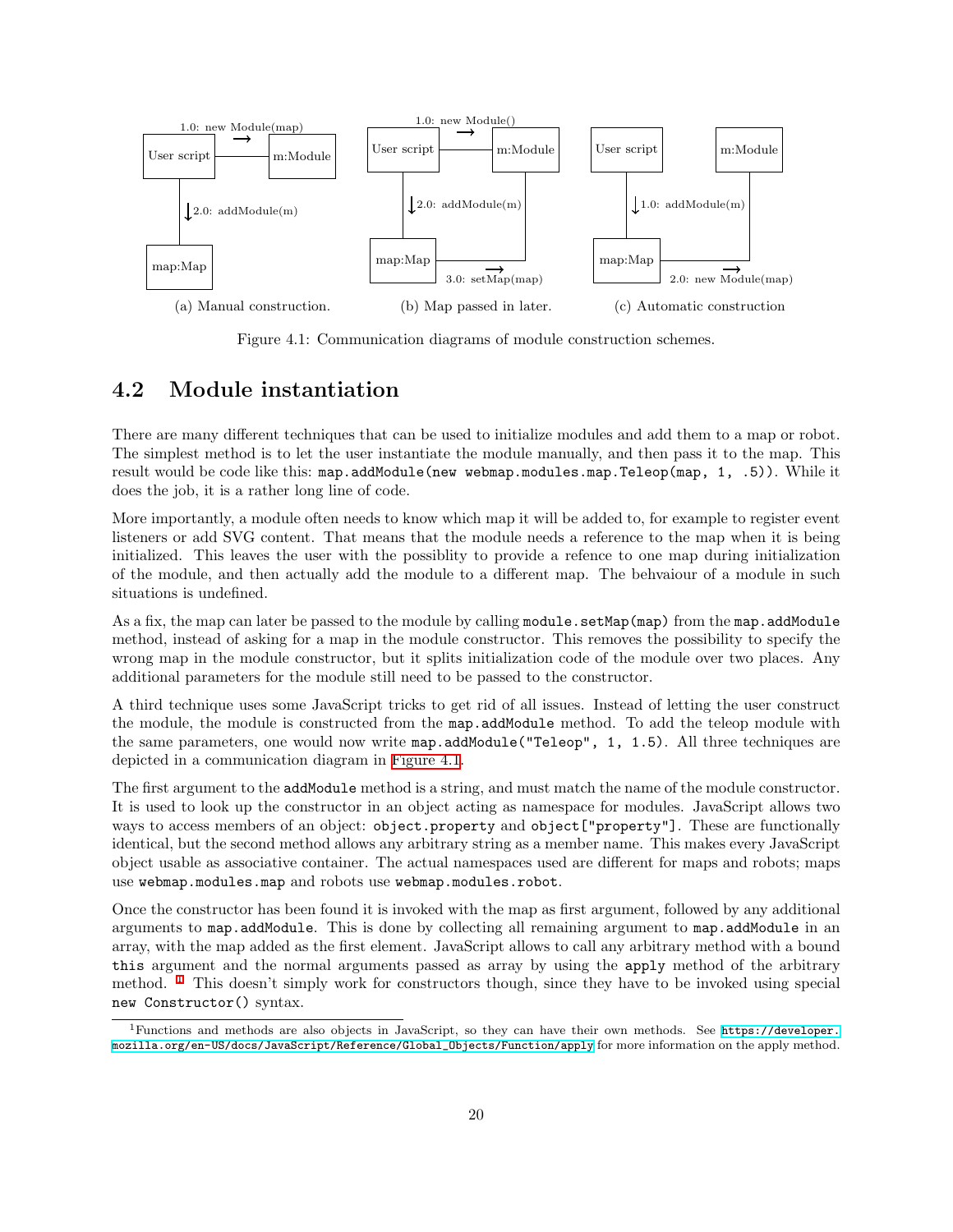(a) Manual construction.

(b) Map passed in later.

(c) Automatic construction

Figure 4.1: Communication diagrams of module construction schemes.

## 4.2 Module instantiation

There are many different techniques that can be used to initialize modules and add them to a map or robot. The simplest method is to let the user instantiate the module manually, and then pass it to the map. This result would be code like this: `map.addModule(new webmap.modules.map.Teleop(map, 1, .5))`. While it does the job, it is a rather long line of code.

More importantly, a module often needs to know which map it will be added to, for example to register event listeners or add SVG content. That means that the module needs a reference to the map when it is being initialized. This leaves the user with the possiblity to provide a refence to one map during initialization of the module, and then actually add the module to a different map. The behvaiour of a module in such situations is undefined.

As a fix, the map can later be passed to the module by calling `module.setMap(map)` from the `map.addModule` method, instead of asking for a map in the module constructor. This removes the possibility to specify the wrong map in the module constructor, but it splits initialization code of the module over two places. Any additional parameters for the module still need to be passed to the constructor.

A third technique uses some JavaScript tricks to get rid of all issues. Instead of letting the user construct the module, the module is constructed from the `map.addModule` method. To add the teleop module with the same parameters, one would now write `map.addModule("Teleop", 1, 1.5)`. All three techniques are depicted in a communication diagram in Figure 4.1.

The first argument to the `addModule` method is a string, and must match the name of the module constructor. It is used to look up the constructor in an object acting as namespace for modules. JavaScript allows two ways to access members of an object: `object.property` and `object["property"]`. These are functionally identical, but the second method allows any arbitrary string as a member name. This makes every JavaScript object usable as associative container. The actual namespaces used are different for maps and robots; maps use `webmap.modules.map` and robots use `webmap.modules.robot`.

Once the constructor has been found it is invoked with the map as first argument, followed by any additional arguments to `map.addModule`. This is done by collecting all remaining argument to `map.addModule` in an array, with the map added as the first element. JavaScript allows to call any arbitrary method with a bound `this` argument and the normal arguments passed as array by using the `apply` method of the arbitrary method. [1] This doesn't simply work for constructors though, since they have to be invoked using special `new Constructor()` syntax.

[1] Functions and methods are also objects in JavaScript, so they can have their own methods. See https://developer.mozilla.org/en-US/docs/JavaScript/Reference/Global_Objects/Function/apply for more information on the apply method.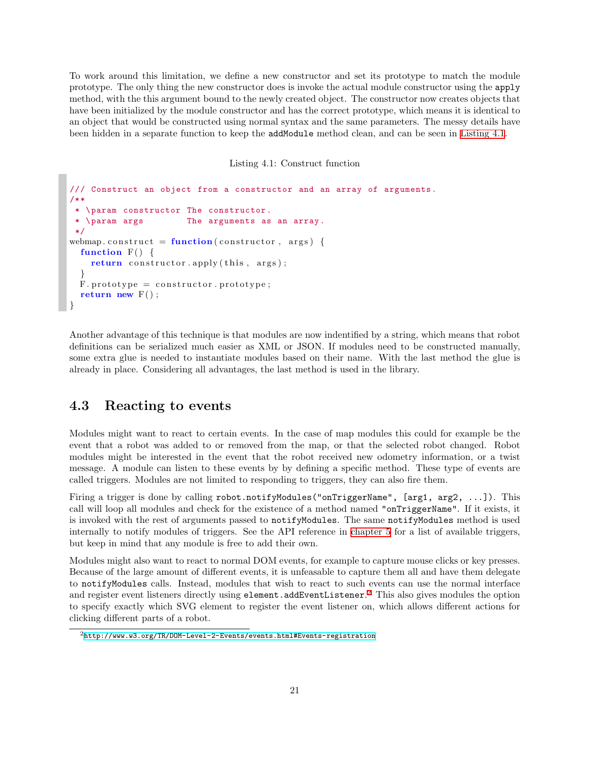To work around this limitation, we define a new constructor and set its prototype to match the module prototype. The only thing the new constructor does is invoke the actual module constructor using the `apply` method, with the this argument bound to the newly created object. The constructor now creates objects that have been initialized by the module constructor and has the correct prototype, which means it is identical to an object that would be constructed using normal syntax and the same parameters. The messy details have been hidden in a separate function to keep the `addModule` method clean, and can be seen in Listing 4.1.

Listing 4.1: Construct function

```
/// Construct an object from a constructor and an array of arguments.
/**
 * \param constructor The constructor.
 * \param args        The arguments as an array.
 */
webmap.construct = function(constructor, args) {
  function F() {
    return constructor.apply(this, args);
  }
  F.prototype = constructor.prototype;
  return new F();
}
```

Another advantage of this technique is that modules are now indentified by a string, which means that robot definitions can be serialized much easier as XML or JSON. If modules need to be constructed manually, some extra glue is needed to instantiate modules based on their name. With the last method the glue is already in place. Considering all advantages, the last method is used in the library.

## 4.3 Reacting to events

Modules might want to react to certain events. In the case of map modules this could for example be the event that a robot was added to or removed from the map, or that the selected robot changed. Robot modules might be interested in the event that the robot received new odometry information, or a twist message. A module can listen to these events by by defining a specific method. These type of events are called triggers. Modules are not limited to responding to triggers, they can also fire them.

Firing a trigger is done by calling `robot.notifyModules("onTriggerName", [arg1, arg2, ...])`. This call will loop all modules and check for the existence of a method named `"onTriggerName"`. If it exists, it is invoked with the rest of arguments passed to `notifyModules`. The same `notifyModules` method is used internally to notify modules of triggers. See the API reference in chapter 5 for a list of available triggers, but keep in mind that any module is free to add their own.

Modules might also want to react to normal DOM events, for example to capture mouse clicks or key presses. Because of the large amount of different events, it is unfeasable to capture them all and have them delegate to `notifyModules` calls. Instead, modules that wish to react to such events can use the normal interface and register event listeners directly using `element.addEventListener`.[2] This also gives modules the option to specify exactly which SVG element to register the event listener on, which allows different actions for clicking different parts of a robot.

[2] http://www.w3.org/TR/DOM-Level-2-Events/events.html#Events-registration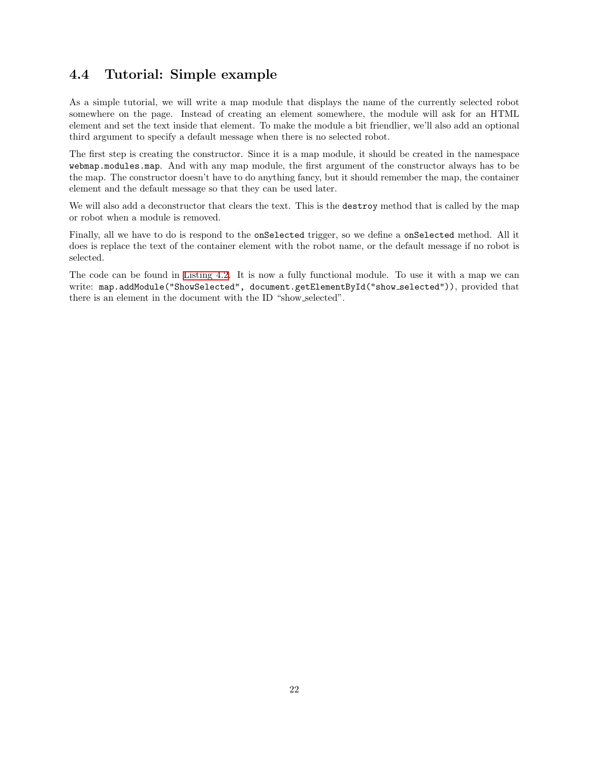## 4.4 Tutorial: Simple example

As a simple tutorial, we will write a map module that displays the name of the currently selected robot somewhere on the page. Instead of creating an element somewhere, the module will ask for an HTML element and set the text inside that element. To make the module a bit friendlier, we'll also add an optional third argument to specify a default message when there is no selected robot.

The first step is creating the constructor. Since it is a map module, it should be created in the namespace `webmap.modules.map`. And with any map module, the first argument of the constructor always has to be the map. The constructor doesn't have to do anything fancy, but it should remember the map, the container element and the default message so that they can be used later.

We will also add a deconstructor that clears the text. This is the `destroy` method that is called by the map or robot when a module is removed.

Finally, all we have to do is respond to the `onSelected` trigger, so we define a `onSelected` method. All it does is replace the text of the container element with the robot name, or the default message if no robot is selected.

The code can be found in Listing 4.2. It is now a fully functional module. To use it with a map we can write: `map.addModule("ShowSelected", document.getElementById("show_selected"))`, provided that there is an element in the document with the ID "show_selected".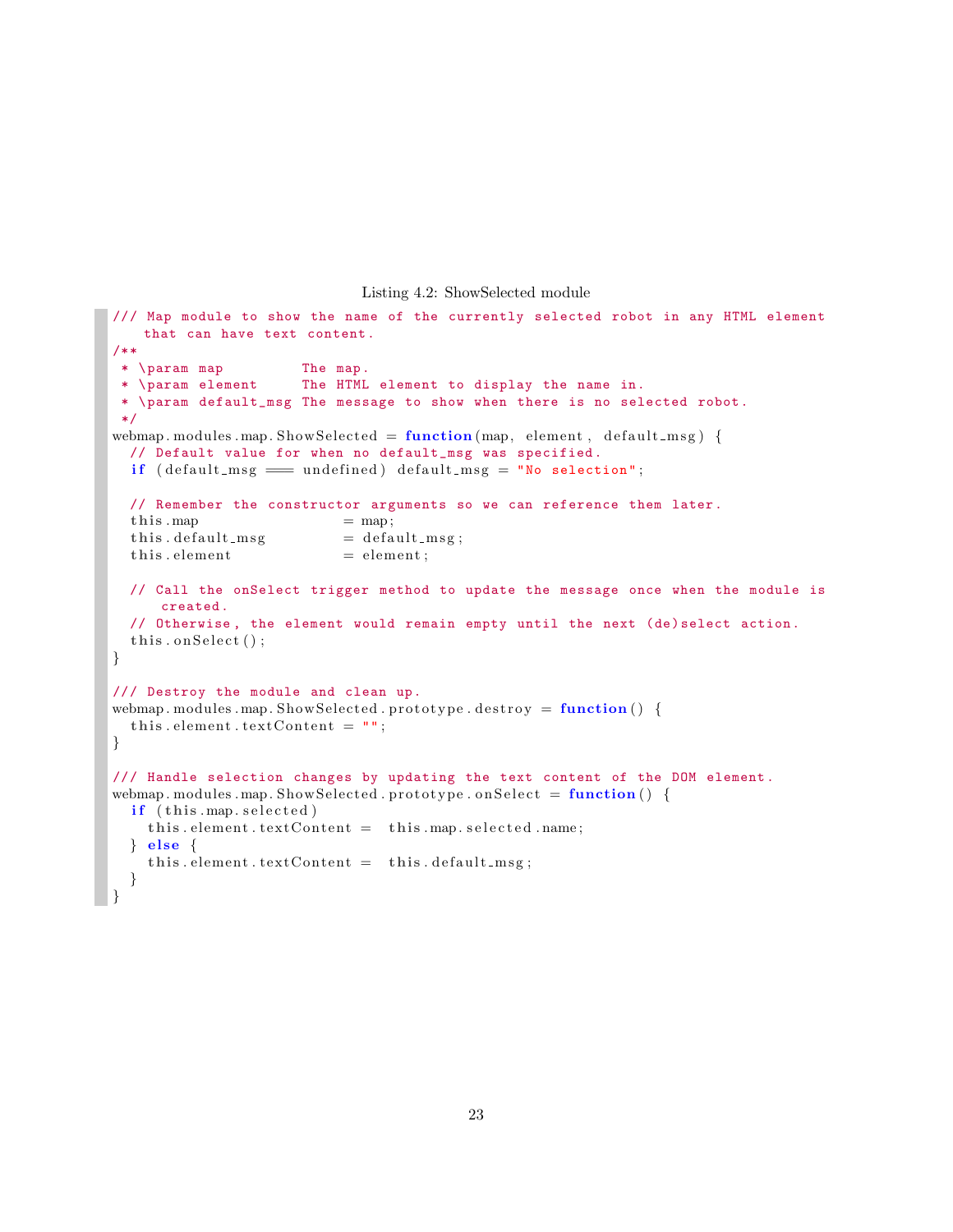Listing 4.2: ShowSelected module

```
/// Map module to show the name of the currently selected robot in any HTML element
   that can have text content.
/**
 * \param map         The map.
 * \param element     The HTML element to display the name in.
 * \param default_msg The message to show when there is no selected robot.
 */
webmap.modules.map.ShowSelected = function(map, element, default_msg) {
  // Default value for when no default_msg was specified.
  if (default_msg === undefined) default_msg = "No selection";

  // Remember the constructor arguments so we can reference them later.
  this.map                 = map;
  this.default_msg         = default_msg;
  this.element             = element;

  // Call the onSelect trigger method to update the message once when the module is
     created.
  // Otherwise, the element would remain empty until the next (de)select action.
  this.onSelect();
}

/// Destroy the module and clean up.
webmap.modules.map.ShowSelected.prototype.destroy = function() {
  this.element.textContent = "";
}

/// Handle selection changes by updating the text content of the DOM element.
webmap.modules.map.ShowSelected.prototype.onSelect = function() {
  if (this.map.selected)
    this.element.textContent =  this.map.selected.name;
  } else {
    this.element.textContent =  this.default_msg;
  }
}
```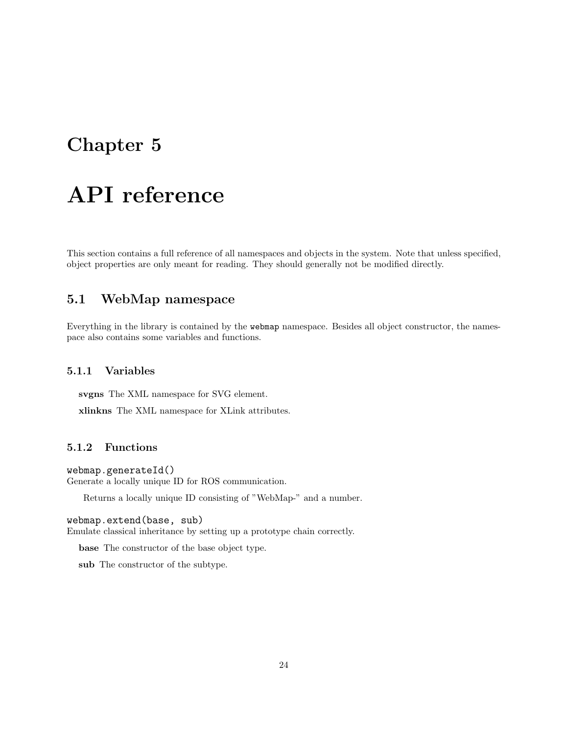# Chapter 5

# API reference

This section contains a full reference of all namespaces and objects in the system. Note that unless specified, object properties are only meant for reading. They should generally not be modified directly.

## 5.1 WebMap namespace

Everything in the library is contained by the `webmap` namespace. Besides all object constructor, the namespace also contains some variables and functions.

### 5.1.1 Variables

**svgns** The XML namespace for SVG element.

**xlinkns** The XML namespace for XLink attributes.

### 5.1.2 Functions

`webmap.generateId()`
Generate a locally unique ID for ROS communication.

Returns a locally unique ID consisting of "WebMap-" and a number.

`webmap.extend(base, sub)`
Emulate classical inheritance by setting up a prototype chain correctly.

**base** The constructor of the base object type.

**sub** The constructor of the subtype.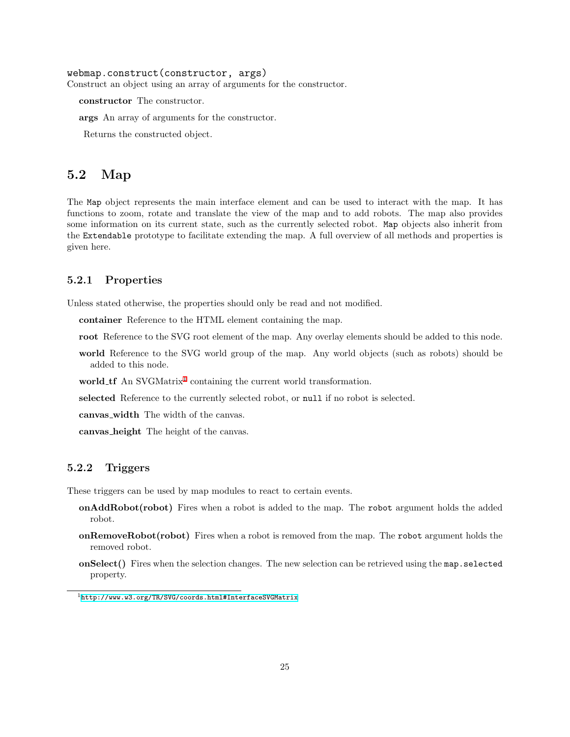`webmap.construct(constructor, args)`

Construct an object using an array of arguments for the constructor.

**constructor** The constructor.

**args** An array of arguments for the constructor.

Returns the constructed object.

## 5.2 Map

The `Map` object represents the main interface element and can be used to interact with the map. It has functions to zoom, rotate and translate the view of the map and to add robots. The map also provides some information on its current state, such as the currently selected robot. `Map` objects also inherit from the `Extendable` prototype to facilitate extending the map. A full overview of all methods and properties is given here.

### 5.2.1 Properties

Unless stated otherwise, the properties should only be read and not modified.

**container** Reference to the HTML element containing the map.

**root** Reference to the SVG root element of the map. Any overlay elements should be added to this node.

**world** Reference to the SVG world group of the map. Any world objects (such as robots) should be added to this node.

**world_tf** An SVGMatrix[1] containing the current world transformation.

**selected** Reference to the currently selected robot, or `null` if no robot is selected.

**canvas_width** The width of the canvas.

**canvas_height** The height of the canvas.

### 5.2.2 Triggers

These triggers can be used by map modules to react to certain events.

**onAddRobot(robot)** Fires when a robot is added to the map. The `robot` argument holds the added robot.

**onRemoveRobot(robot)** Fires when a robot is removed from the map. The `robot` argument holds the removed robot.

**onSelect()** Fires when the selection changes. The new selection can be retrieved using the `map.selected` property.

[1] http://www.w3.org/TR/SVG/coords.html#InterfaceSVGMatrix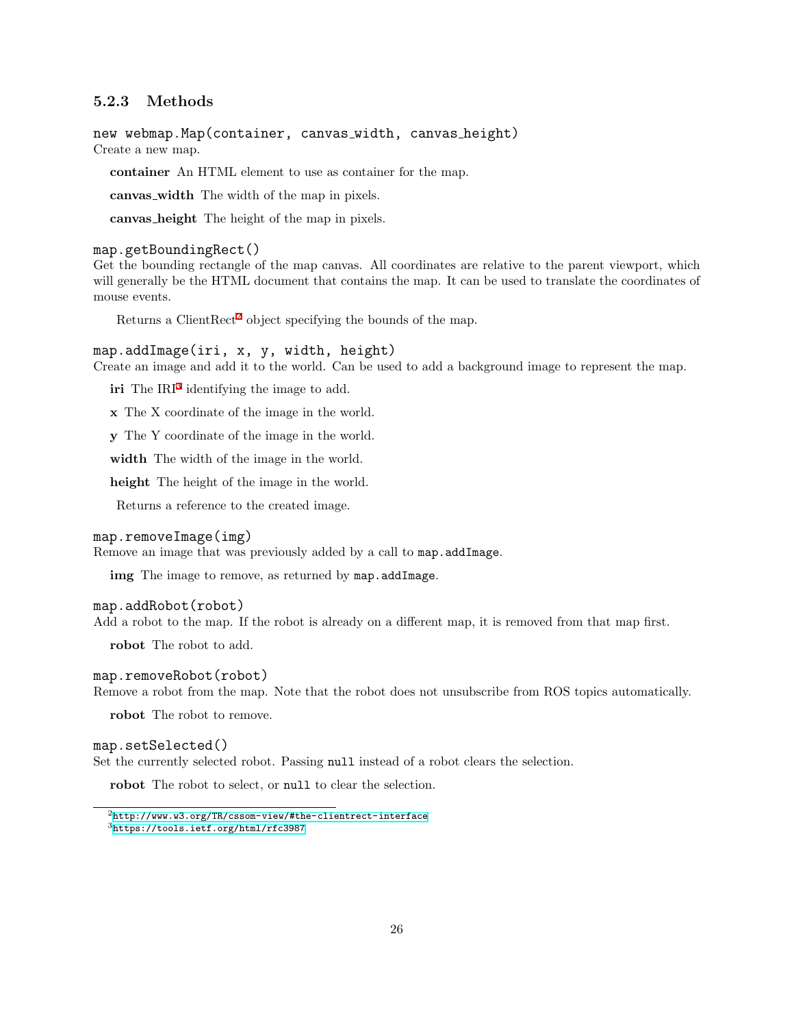### 5.2.3 Methods

`new webmap.Map(container, canvas_width, canvas_height)`
Create a new map.

**container** An HTML element to use as container for the map.

**canvas_width** The width of the map in pixels.

**canvas_height** The height of the map in pixels.

`map.getBoundingRect()`
Get the bounding rectangle of the map canvas. All coordinates are relative to the parent viewport, which will generally be the HTML document that contains the map. It can be used to translate the coordinates of mouse events.

Returns a ClientRect[2] object specifying the bounds of the map.

`map.addImage(iri, x, y, width, height)`
Create an image and add it to the world. Can be used to add a background image to represent the map.

**iri** The IRI[3] identifying the image to add.

**x** The X coordinate of the image in the world.

**y** The Y coordinate of the image in the world.

**width** The width of the image in the world.

**height** The height of the image in the world.

Returns a reference to the created image.

`map.removeImage(img)`
Remove an image that was previously added by a call to `map.addImage`.

**img** The image to remove, as returned by `map.addImage`.

`map.addRobot(robot)`
Add a robot to the map. If the robot is already on a different map, it is removed from that map first.

**robot** The robot to add.

`map.removeRobot(robot)`
Remove a robot from the map. Note that the robot does not unsubscribe from ROS topics automatically.

**robot** The robot to remove.

`map.setSelected()`
Set the currently selected robot. Passing `null` instead of a robot clears the selection.

**robot** The robot to select, or `null` to clear the selection.

---

[2] http://www.w3.org/TR/cssom-view/#the-clientrect-interface
[3] https://tools.ietf.org/html/rfc3987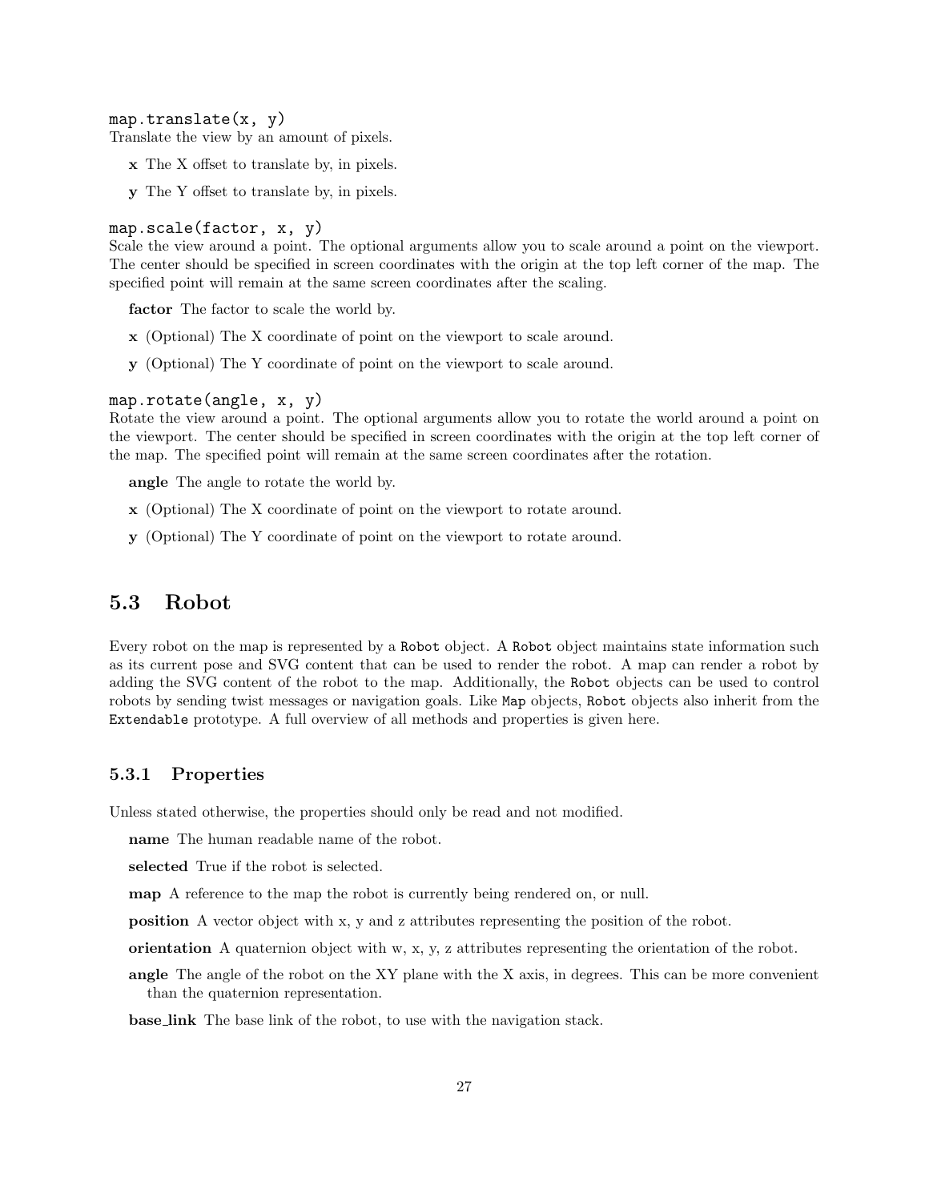`map.translate(x, y)`
Translate the view by an amount of pixels.

**x** The X offset to translate by, in pixels.

**y** The Y offset to translate by, in pixels.

`map.scale(factor, x, y)`
Scale the view around a point. The optional arguments allow you to scale around a point on the viewport. The center should be specified in screen coordinates with the origin at the top left corner of the map. The specified point will remain at the same screen coordinates after the scaling.

**factor** The factor to scale the world by.

**x** (Optional) The X coordinate of point on the viewport to scale around.

**y** (Optional) The Y coordinate of point on the viewport to scale around.

`map.rotate(angle, x, y)`
Rotate the view around a point. The optional arguments allow you to rotate the world around a point on the viewport. The center should be specified in screen coordinates with the origin at the top left corner of the map. The specified point will remain at the same screen coordinates after the rotation.

**angle** The angle to rotate the world by.

**x** (Optional) The X coordinate of point on the viewport to rotate around.

**y** (Optional) The Y coordinate of point on the viewport to rotate around.

## 5.3 Robot

Every robot on the map is represented by a `Robot` object. A `Robot` object maintains state information such as its current pose and SVG content that can be used to render the robot. A map can render a robot by adding the SVG content of the robot to the map. Additionally, the `Robot` objects can be used to control robots by sending twist messages or navigation goals. Like `Map` objects, `Robot` objects also inherit from the `Extendable` prototype. A full overview of all methods and properties is given here.

### 5.3.1 Properties

Unless stated otherwise, the properties should only be read and not modified.

**name** The human readable name of the robot.

**selected** True if the robot is selected.

**map** A reference to the map the robot is currently being rendered on, or null.

**position** A vector object with x, y and z attributes representing the position of the robot.

**orientation** A quaternion object with w, x, y, z attributes representing the orientation of the robot.

**angle** The angle of the robot on the XY plane with the X axis, in degrees. This can be more convenient than the quaternion representation.

**base_link** The base link of the robot, to use with the navigation stack.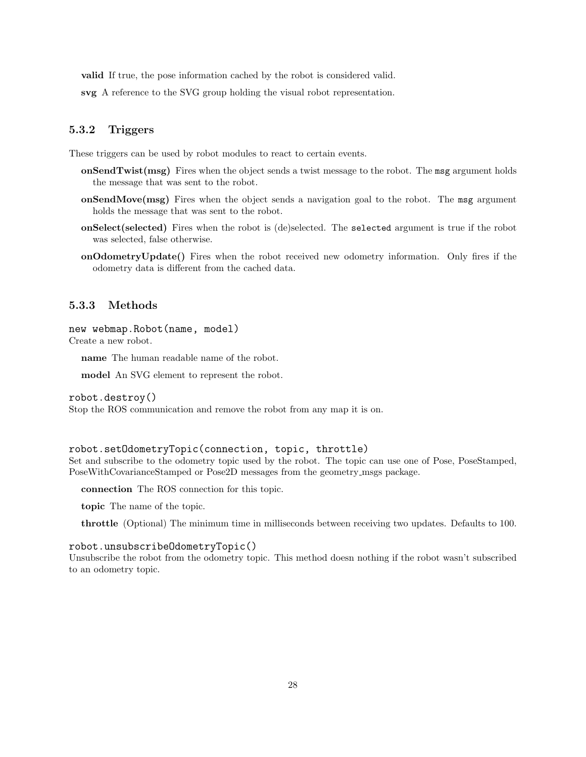**valid** If true, the pose information cached by the robot is considered valid.

**svg** A reference to the SVG group holding the visual robot representation.

### 5.3.2 Triggers

These triggers can be used by robot modules to react to certain events.

**onSendTwist(msg)** Fires when the object sends a twist message to the robot. The `msg` argument holds the message that was sent to the robot.

**onSendMove(msg)** Fires when the object sends a navigation goal to the robot. The `msg` argument holds the message that was sent to the robot.

**onSelect(selected)** Fires when the robot is (de)selected. The `selected` argument is true if the robot was selected, false otherwise.

**onOdometryUpdate()** Fires when the robot received new odometry information. Only fires if the odometry data is different from the cached data.

### 5.3.3 Methods

`new webmap.Robot(name, model)`
Create a new robot.

**name** The human readable name of the robot.

**model** An SVG element to represent the robot.

`robot.destroy()`
Stop the ROS communication and remove the robot from any map it is on.

`robot.setOdometryTopic(connection, topic, throttle)`
Set and subscribe to the odometry topic used by the robot. The topic can use one of Pose, PoseStamped, PoseWithCovarianceStamped or Pose2D messages from the geometry_msgs package.

**connection** The ROS connection for this topic.

**topic** The name of the topic.

**throttle** (Optional) The minimum time in milliseconds between receiving two updates. Defaults to 100.

`robot.unsubscribeOdometryTopic()`
Unsubscribe the robot from the odometry topic. This method doesn nothing if the robot wasn't subscribed to an odometry topic.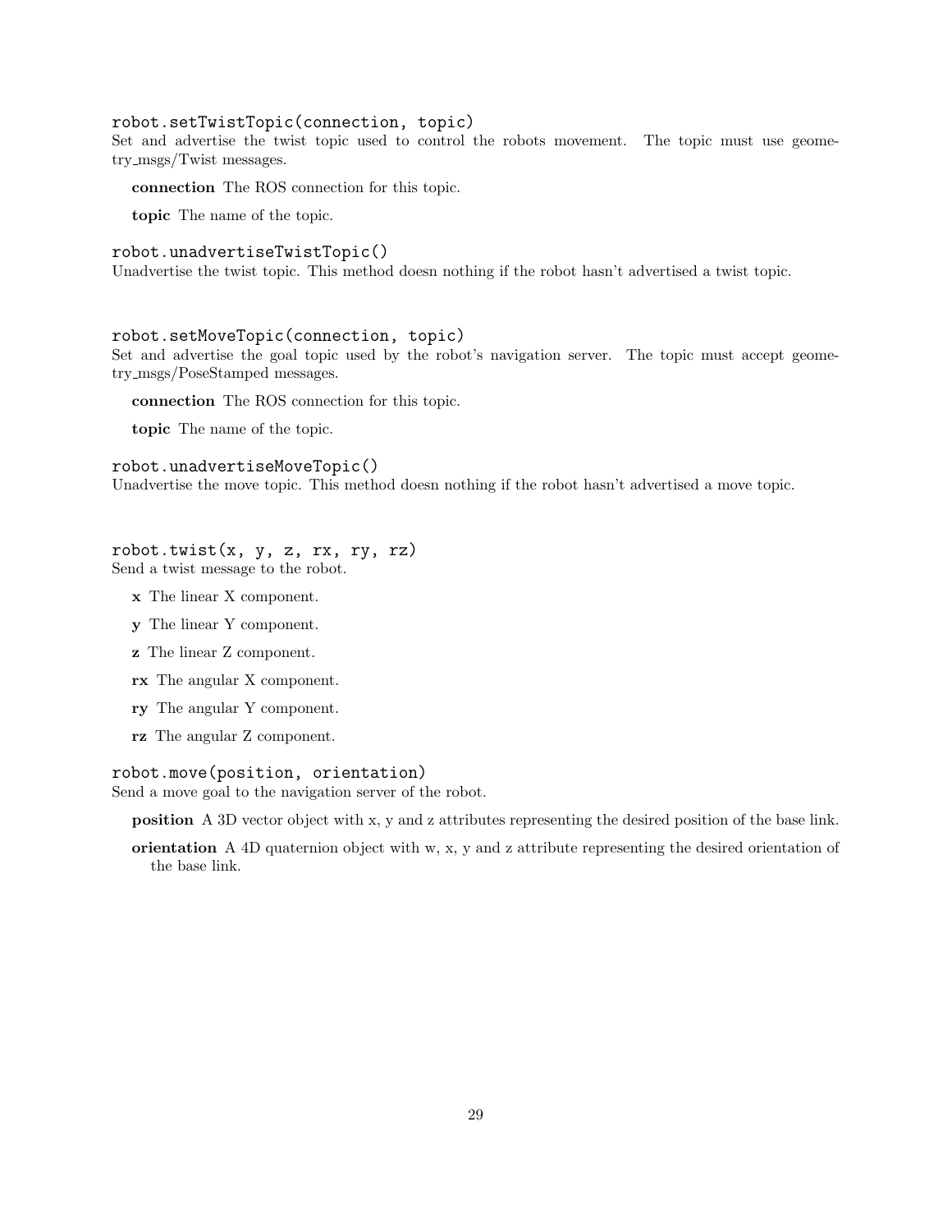`robot.setTwistTopic(connection, topic)`
Set and advertise the twist topic used to control the robots movement. The topic must use geometry_msgs/Twist messages.

**connection** The ROS connection for this topic.

**topic** The name of the topic.

`robot.unadvertiseTwistTopic()`
Unadvertise the twist topic. This method doesn nothing if the robot hasn't advertised a twist topic.

`robot.setMoveTopic(connection, topic)`
Set and advertise the goal topic used by the robot's navigation server. The topic must accept geometry_msgs/PoseStamped messages.

**connection** The ROS connection for this topic.

**topic** The name of the topic.

`robot.unadvertiseMoveTopic()`
Unadvertise the move topic. This method doesn nothing if the robot hasn't advertised a move topic.

`robot.twist(x, y, z, rx, ry, rz)`
Send a twist message to the robot.

**x** The linear X component.

**y** The linear Y component.

**z** The linear Z component.

**rx** The angular X component.

**ry** The angular Y component.

**rz** The angular Z component.

`robot.move(position, orientation)`
Send a move goal to the navigation server of the robot.

**position** A 3D vector object with x, y and z attributes representing the desired position of the base link.

**orientation** A 4D quaternion object with w, x, y and z attribute representing the desired orientation of the base link.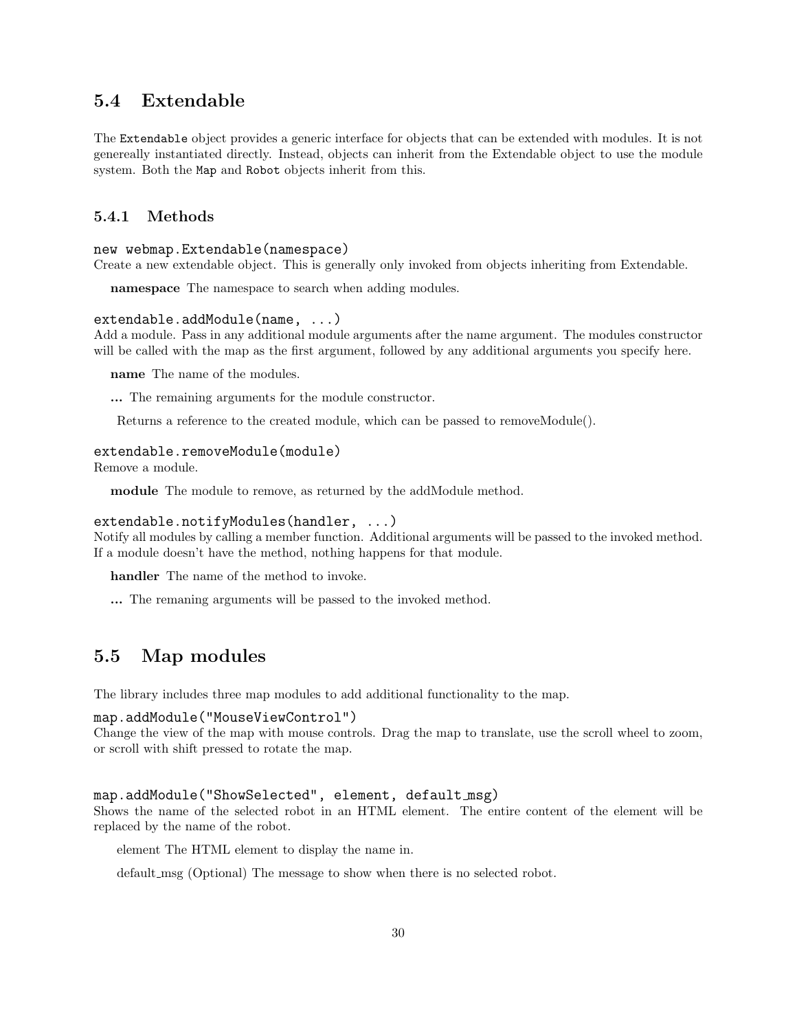## 5.4 Extendable

The `Extendable` object provides a generic interface for objects that can be extended with modules. It is not genereally instantiated directly. Instead, objects can inherit from the Extendable object to use the module system. Both the `Map` and `Robot` objects inherit from this.

### 5.4.1 Methods

`new webmap.Extendable(namespace)`
Create a new extendable object. This is generally only invoked from objects inheriting from Extendable.

**namespace** The namespace to search when adding modules.

`extendable.addModule(name, ...)`
Add a module. Pass in any additional module arguments after the name argument. The modules constructor will be called with the map as the first argument, followed by any additional arguments you specify here.

**name** The name of the modules.

**...** The remaining arguments for the module constructor.

Returns a reference to the created module, which can be passed to removeModule().

`extendable.removeModule(module)`
Remove a module.

**module** The module to remove, as returned by the addModule method.

`extendable.notifyModules(handler, ...)`
Notify all modules by calling a member function. Additional arguments will be passed to the invoked method. If a module doesn't have the method, nothing happens for that module.

**handler** The name of the method to invoke.

**...** The remaning arguments will be passed to the invoked method.

## 5.5 Map modules

The library includes three map modules to add additional functionality to the map.

`map.addModule("MouseViewControl")`
Change the view of the map with mouse controls. Drag the map to translate, use the scroll wheel to zoom, or scroll with shift pressed to rotate the map.

`map.addModule("ShowSelected", element, default_msg)`
Shows the name of the selected robot in an HTML element. The entire content of the element will be replaced by the name of the robot.

element The HTML element to display the name in.

default_msg (Optional) The message to show when there is no selected robot.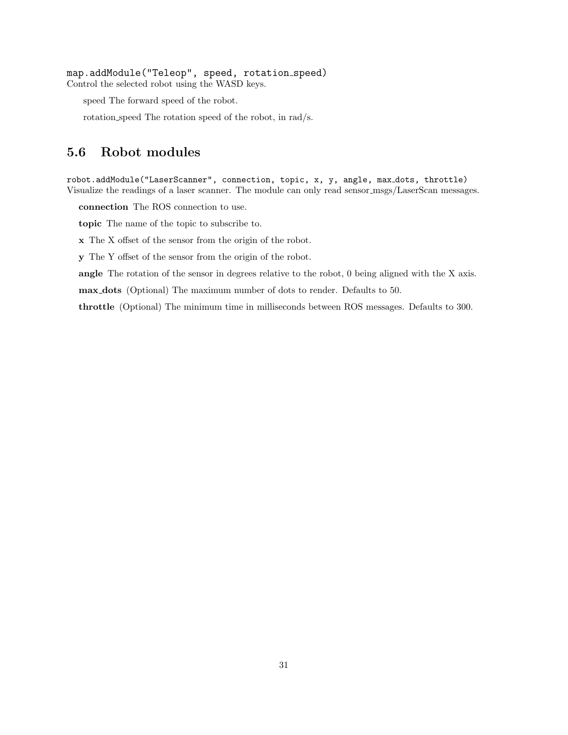`map.addModule("Teleop", speed, rotation_speed)`
Control the selected robot using the WASD keys.

speed The forward speed of the robot.

rotation_speed The rotation speed of the robot, in rad/s.

## 5.6 Robot modules

`robot.addModule("LaserScanner", connection, topic, x, y, angle, max_dots, throttle)`
Visualize the readings of a laser scanner. The module can only read sensor_msgs/LaserScan messages.

**connection** The ROS connection to use.

**topic** The name of the topic to subscribe to.

**x** The X offset of the sensor from the origin of the robot.

**y** The Y offset of the sensor from the origin of the robot.

**angle** The rotation of the sensor in degrees relative to the robot, 0 being aligned with the X axis.

**max_dots** (Optional) The maximum number of dots to render. Defaults to 50.

**throttle** (Optional) The minimum time in milliseconds between ROS messages. Defaults to 300.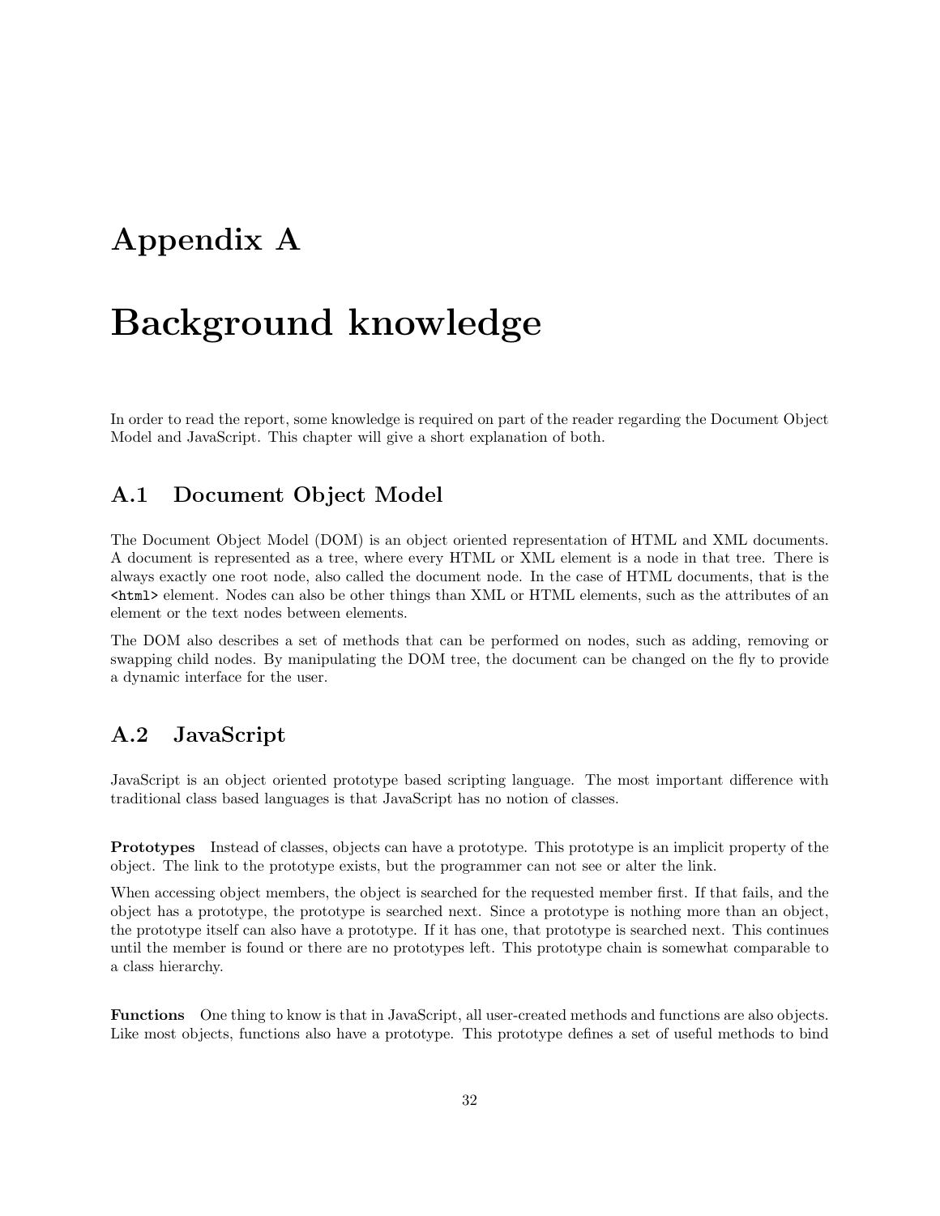# Appendix A

# Background knowledge

In order to read the report, some knowledge is required on part of the reader regarding the Document Object Model and JavaScript. This chapter will give a short explanation of both.

## A.1 Document Object Model

The Document Object Model (DOM) is an object oriented representation of HTML and XML documents. A document is represented as a tree, where every HTML or XML element is a node in that tree. There is always exactly one root node, also called the document node. In the case of HTML documents, that is the `<html>` element. Nodes can also be other things than XML or HTML elements, such as the attributes of an element or the text nodes between elements.

The DOM also describes a set of methods that can be performed on nodes, such as adding, removing or swapping child nodes. By manipulating the DOM tree, the document can be changed on the fly to provide a dynamic interface for the user.

## A.2 JavaScript

JavaScript is an object oriented prototype based scripting language. The most important difference with traditional class based languages is that JavaScript has no notion of classes.

**Prototypes** Instead of classes, objects can have a prototype. This prototype is an implicit property of the object. The link to the prototype exists, but the programmer can not see or alter the link.

When accessing object members, the object is searched for the requested member first. If that fails, and the object has a prototype, the prototype is searched next. Since a prototype is nothing more than an object, the prototype itself can also have a prototype. If it has one, that prototype is searched next. This continues until the member is found or there are no prototypes left. This prototype chain is somewhat comparable to a class hierarchy.

**Functions** One thing to know is that in JavaScript, all user-created methods and functions are also objects. Like most objects, functions also have a prototype. This prototype defines a set of useful methods to bind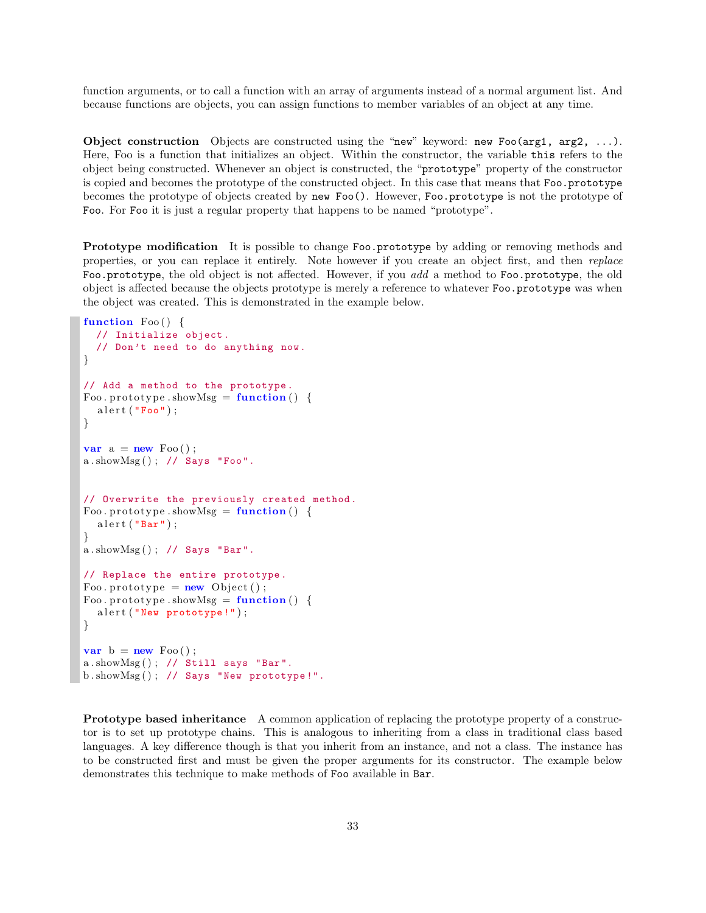function arguments, or to call a function with an array of arguments instead of a normal argument list. And because functions are objects, you can assign functions to member variables of an object at any time.

**Object construction** Objects are constructed using the "`new`" keyword: `new Foo(arg1, arg2, ...)`. Here, Foo is a function that initializes an object. Within the constructor, the variable `this` refers to the object being constructed. Whenever an object is constructed, the "`prototype`" property of the constructor is copied and becomes the prototype of the constructed object. In this case that means that `Foo.prototype` becomes the prototype of objects created by `new Foo()`. However, `Foo.prototype` is not the prototype of `Foo`. For `Foo` it is just a regular property that happens to be named "prototype".

**Prototype modification** It is possible to change `Foo.prototype` by adding or removing methods and properties, or you can replace it entirely. Note however if you create an object first, and then *replace* `Foo.prototype`, the old object is not affected. However, if you *add* a method to `Foo.prototype`, the old object is affected because the objects prototype is merely a reference to whatever `Foo.prototype` was when the object was created. This is demonstrated in the example below.

```
function Foo() {
  // Initialize object.
  // Don't need to do anything now.
}

// Add a method to the prototype.
Foo.prototype.showMsg = function() {
  alert("Foo");
}

var a = new Foo();
a.showMsg(); // Says "Foo".


// Overwrite the previously created method.
Foo.prototype.showMsg = function() {
  alert("Bar");
}
a.showMsg(); // Says "Bar".

// Replace the entire prototype.
Foo.prototype = new Object();
Foo.prototype.showMsg = function() {
  alert("New prototype!");
}

var b = new Foo();
a.showMsg(); // Still says "Bar".
b.showMsg(); // Says "New prototype!".
```

**Prototype based inheritance** A common application of replacing the prototype property of a constructor is to set up prototype chains. This is analogous to inheriting from a class in traditional class based languages. A key difference though is that you inherit from an instance, and not a class. The instance has to be constructed first and must be given the proper arguments for its constructor. The example below demonstrates this technique to make methods of `Foo` available in `Bar`.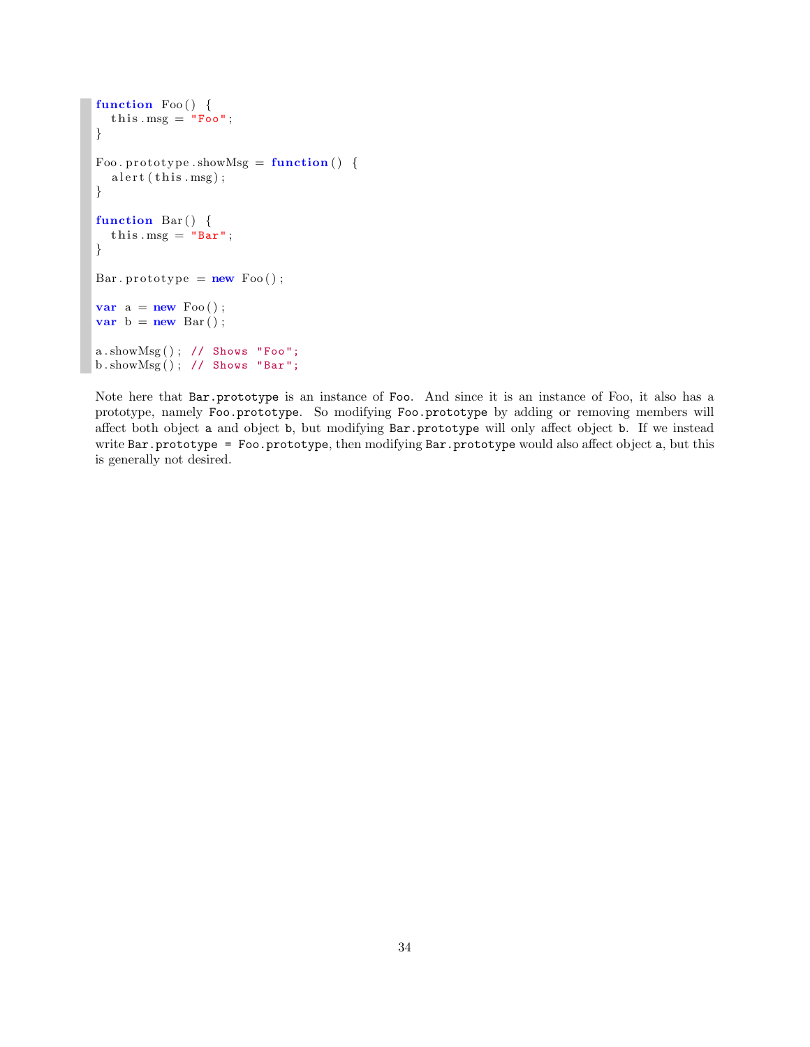```javascript
function Foo() {
  this.msg = "Foo";
}

Foo.prototype.showMsg = function() {
  alert(this.msg);
}

function Bar() {
  this.msg = "Bar";
}

Bar.prototype = new Foo();

var a = new Foo();
var b = new Bar();

a.showMsg(); // Shows "Foo";
b.showMsg(); // Shows "Bar";
```

Note here that `Bar.prototype` is an instance of `Foo`. And since it is an instance of Foo, it also has a prototype, namely `Foo.prototype`. So modifying `Foo.prototype` by adding or removing members will affect both object `a` and object `b`, but modifying `Bar.prototype` will only affect object `b`. If we instead write `Bar.prototype = Foo.prototype`, then modifying `Bar.prototype` would also affect object `a`, but this is generally not desired.